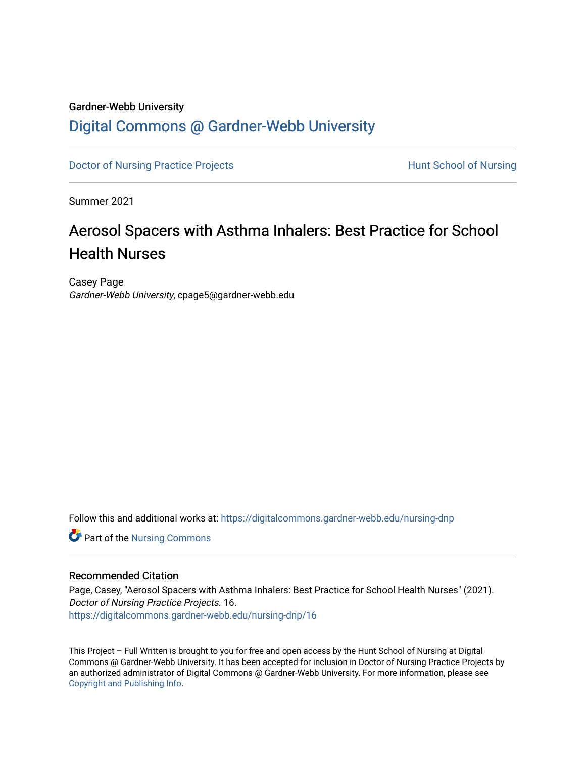Gardner-Webb University

# Digital Commons @ Gardner-Webb University

Doctor of Nursing Practice Projects | Hunt School of Nursing

Summer 2021

## Aerosol Spacers with Asthma Inhalers: Best Practice for School Health Nurses

Casey Page
*Gardner-Webb University*, cpage5@gardner-webb.edu

Follow this and additional works at: https://digitalcommons.gardner-webb.edu/nursing-dnp

Part of the Nursing Commons

### Recommended Citation

Page, Casey, "Aerosol Spacers with Asthma Inhalers: Best Practice for School Health Nurses" (2021). *Doctor of Nursing Practice Projects.* 16.
https://digitalcommons.gardner-webb.edu/nursing-dnp/16

This Project – Full Written is brought to you for free and open access by the Hunt School of Nursing at Digital Commons @ Gardner-Webb University. It has been accepted for inclusion in Doctor of Nursing Practice Projects by an authorized administrator of Digital Commons @ Gardner-Webb University. For more information, please see Copyright and Publishing Info.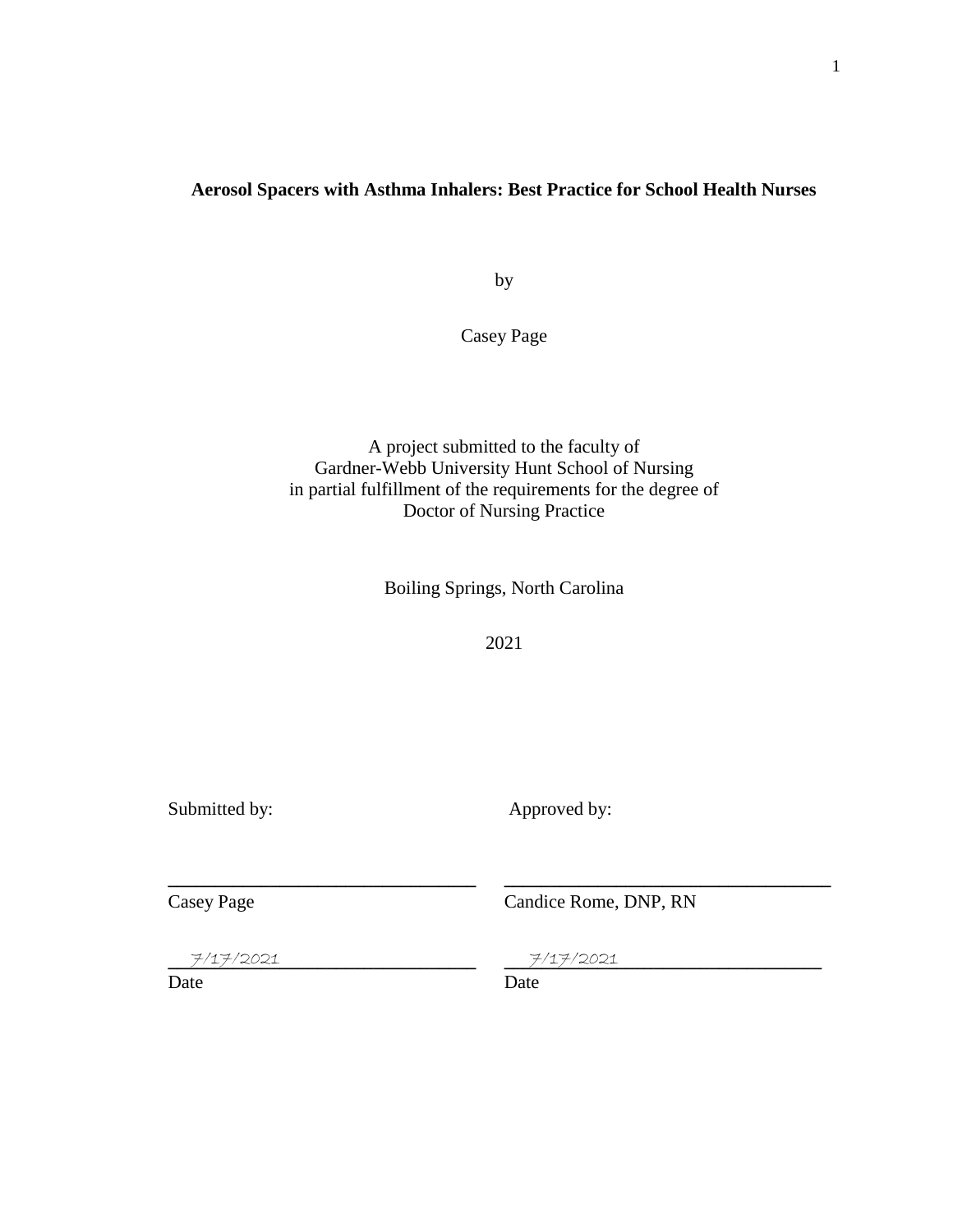**Aerosol Spacers with Asthma Inhalers: Best Practice for School Health Nurses**

by

Casey Page

A project submitted to the faculty of
Gardner-Webb University Hunt School of Nursing
in partial fulfillment of the requirements for the degree of
Doctor of Nursing Practice

Boiling Springs, North Carolina

2021

| Submitted by: | Approved by: |
|---|---|
| ______________________________ | ______________________________ |
| Casey Page | Candice Rome, DNP, RN |
| 7/17/2021 | 7/17/2021 |
| Date | Date |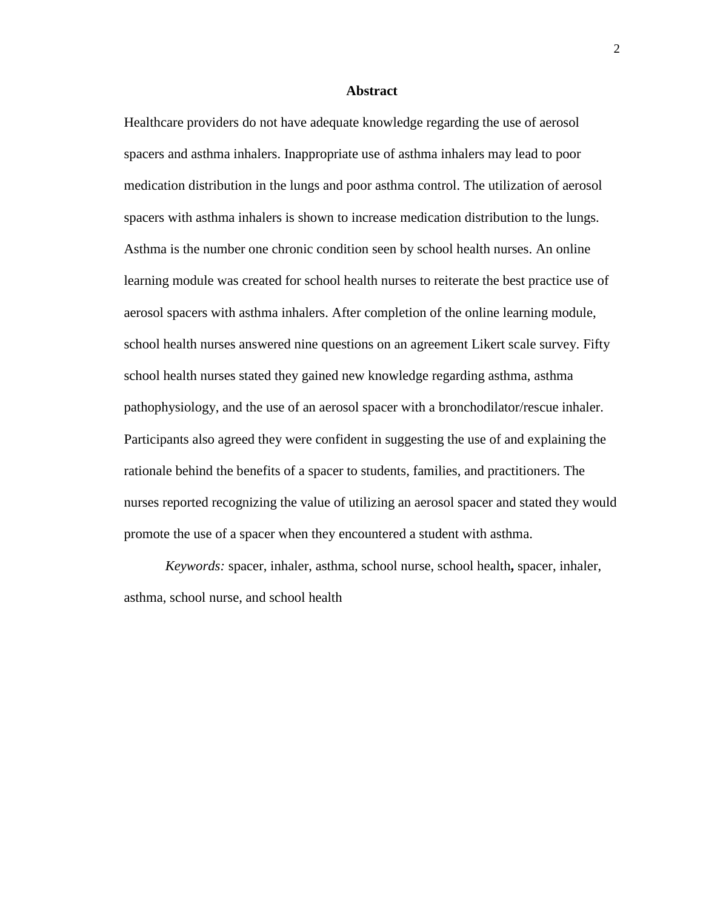## Abstract

Healthcare providers do not have adequate knowledge regarding the use of aerosol spacers and asthma inhalers. Inappropriate use of asthma inhalers may lead to poor medication distribution in the lungs and poor asthma control. The utilization of aerosol spacers with asthma inhalers is shown to increase medication distribution to the lungs. Asthma is the number one chronic condition seen by school health nurses. An online learning module was created for school health nurses to reiterate the best practice use of aerosol spacers with asthma inhalers. After completion of the online learning module, school health nurses answered nine questions on an agreement Likert scale survey. Fifty school health nurses stated they gained new knowledge regarding asthma, asthma pathophysiology, and the use of an aerosol spacer with a bronchodilator/rescue inhaler. Participants also agreed they were confident in suggesting the use of and explaining the rationale behind the benefits of a spacer to students, families, and practitioners. The nurses reported recognizing the value of utilizing an aerosol spacer and stated they would promote the use of a spacer when they encountered a student with asthma.

*Keywords:* spacer, inhaler, asthma, school nurse, school health**,** spacer, inhaler, asthma, school nurse, and school health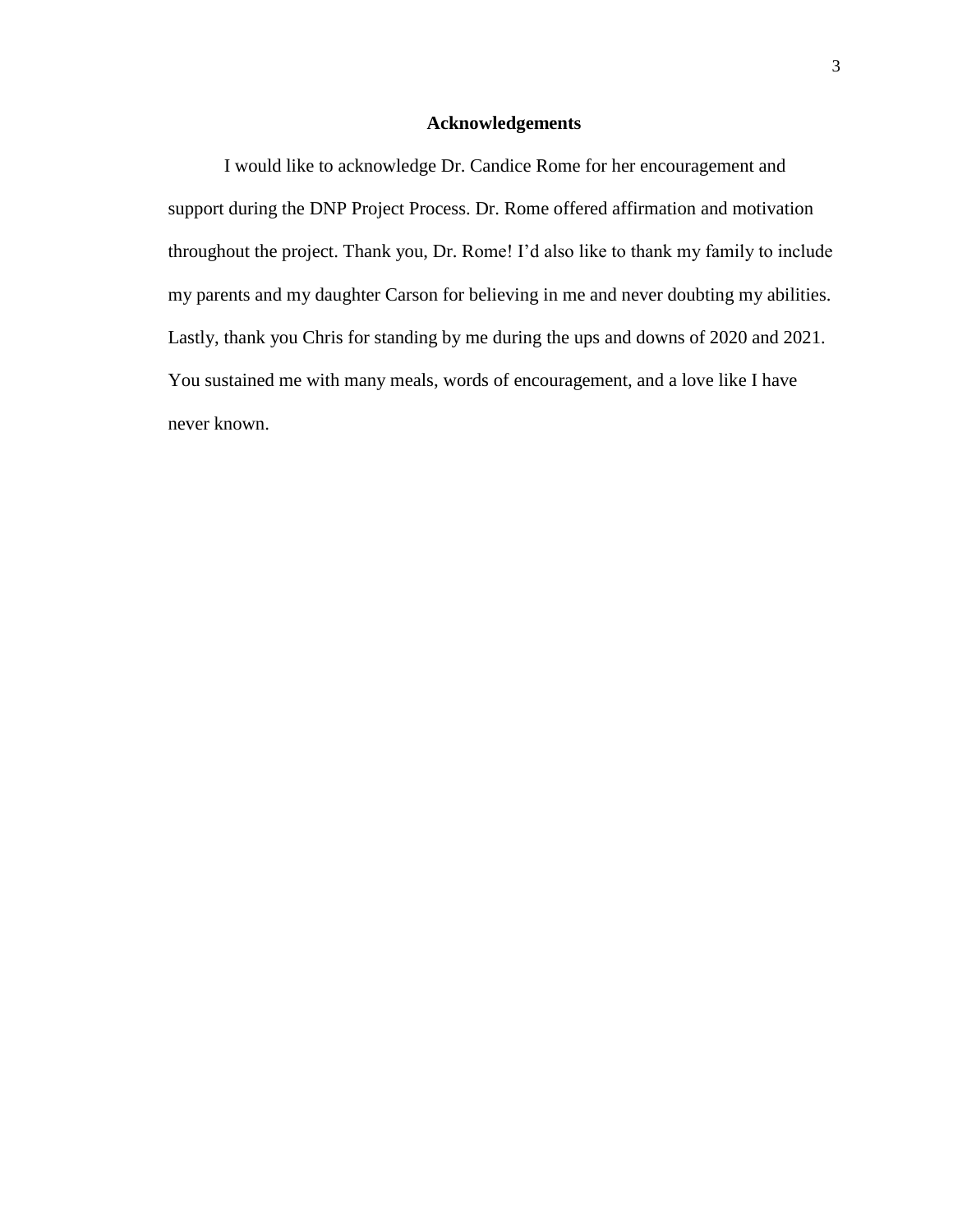# Acknowledgements

I would like to acknowledge Dr. Candice Rome for her encouragement and support during the DNP Project Process. Dr. Rome offered affirmation and motivation throughout the project. Thank you, Dr. Rome! I'd also like to thank my family to include my parents and my daughter Carson for believing in me and never doubting my abilities. Lastly, thank you Chris for standing by me during the ups and downs of 2020 and 2021. You sustained me with many meals, words of encouragement, and a love like I have never known.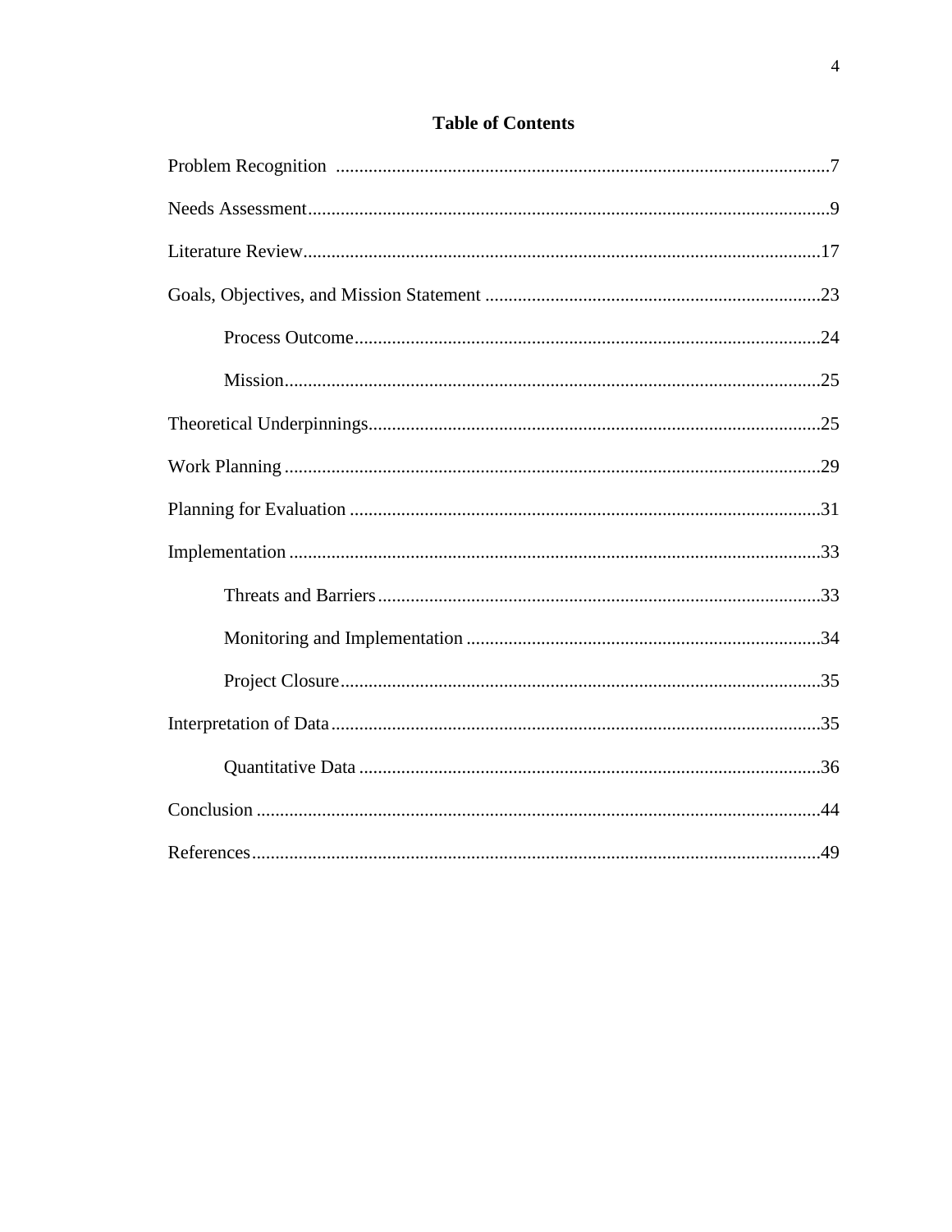# Table of Contents

Problem Recognition .......................................................................................................7

Needs Assessment...........................................................................................................9

Literature Review...........................................................................................................17

Goals, Objectives, and Mission Statement ....................................................................23

  Process Outcome...........................................................................................24

  Mission..........................................................................................................25

Theoretical Underpinnings.............................................................................................25

Work Planning ...............................................................................................................29

Planning for Evaluation .................................................................................................31

Implementation ..............................................................................................................33

  Threats and Barriers.......................................................................................33

  Monitoring and Implementation ....................................................................34

  Project Closure...............................................................................................35

Interpretation of Data.....................................................................................................35

  Quantitative Data ...........................................................................................36

Conclusion .....................................................................................................................44

References......................................................................................................................49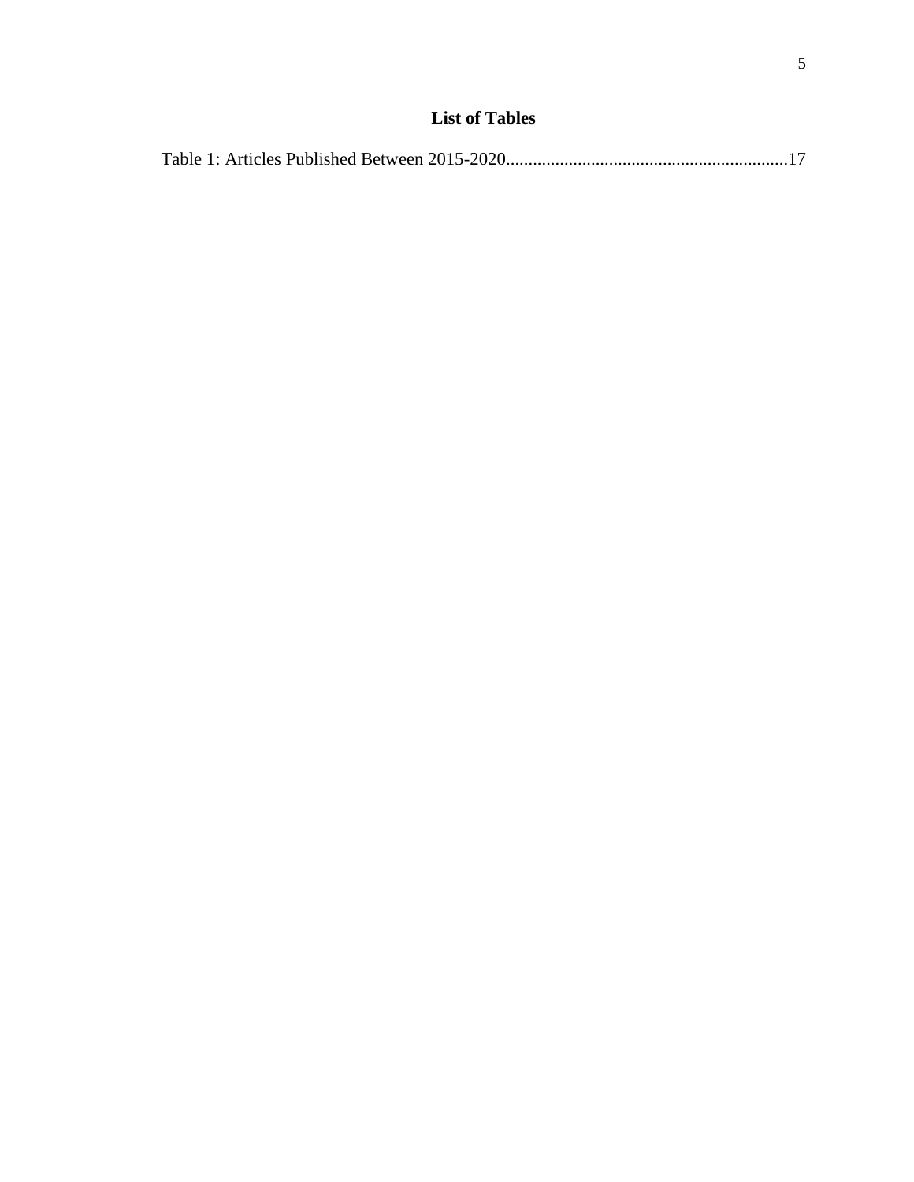## List of Tables

Table 1: Articles Published Between 2015-2020..............................................................17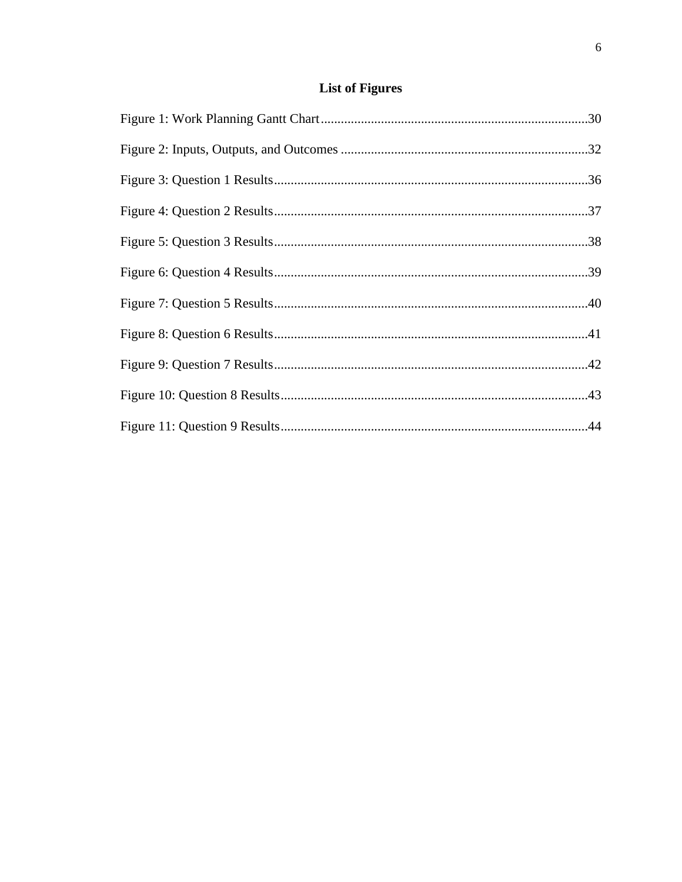# List of Figures

Figure 1: Work Planning Gantt Chart ........................................................................ 30

Figure 2: Inputs, Outputs, and Outcomes ................................................................. 32

Figure 3: Question 1 Results ..................................................................................... 36

Figure 4: Question 2 Results ..................................................................................... 37

Figure 5: Question 3 Results ..................................................................................... 38

Figure 6: Question 4 Results ..................................................................................... 39

Figure 7: Question 5 Results ..................................................................................... 40

Figure 8: Question 6 Results ..................................................................................... 41

Figure 9: Question 7 Results ..................................................................................... 42

Figure 10: Question 8 Results ................................................................................... 43

Figure 11: Question 9 Results ................................................................................... 44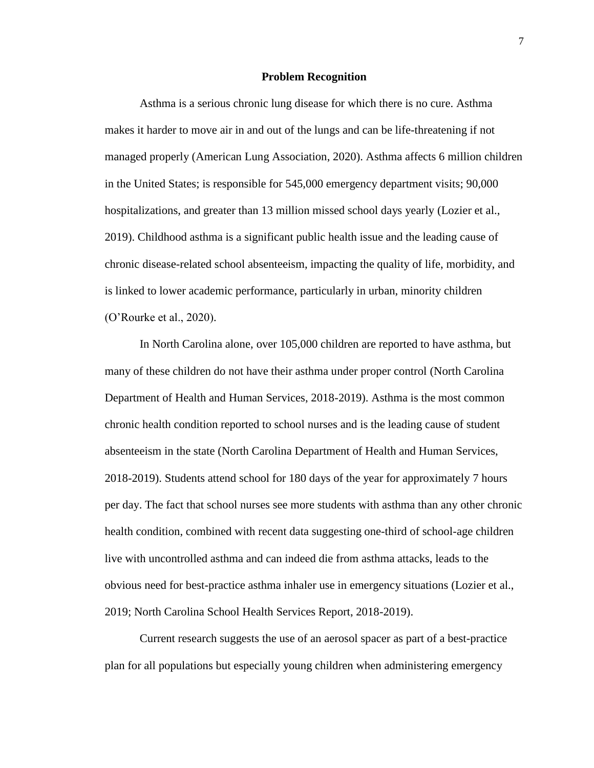## Problem Recognition

Asthma is a serious chronic lung disease for which there is no cure. Asthma makes it harder to move air in and out of the lungs and can be life-threatening if not managed properly (American Lung Association, 2020). Asthma affects 6 million children in the United States; is responsible for 545,000 emergency department visits; 90,000 hospitalizations, and greater than 13 million missed school days yearly (Lozier et al., 2019). Childhood asthma is a significant public health issue and the leading cause of chronic disease-related school absenteeism, impacting the quality of life, morbidity, and is linked to lower academic performance, particularly in urban, minority children (O'Rourke et al., 2020).

In North Carolina alone, over 105,000 children are reported to have asthma, but many of these children do not have their asthma under proper control (North Carolina Department of Health and Human Services, 2018-2019). Asthma is the most common chronic health condition reported to school nurses and is the leading cause of student absenteeism in the state (North Carolina Department of Health and Human Services, 2018-2019). Students attend school for 180 days of the year for approximately 7 hours per day. The fact that school nurses see more students with asthma than any other chronic health condition, combined with recent data suggesting one-third of school-age children live with uncontrolled asthma and can indeed die from asthma attacks, leads to the obvious need for best-practice asthma inhaler use in emergency situations (Lozier et al., 2019; North Carolina School Health Services Report, 2018-2019).

Current research suggests the use of an aerosol spacer as part of a best-practice plan for all populations but especially young children when administering emergency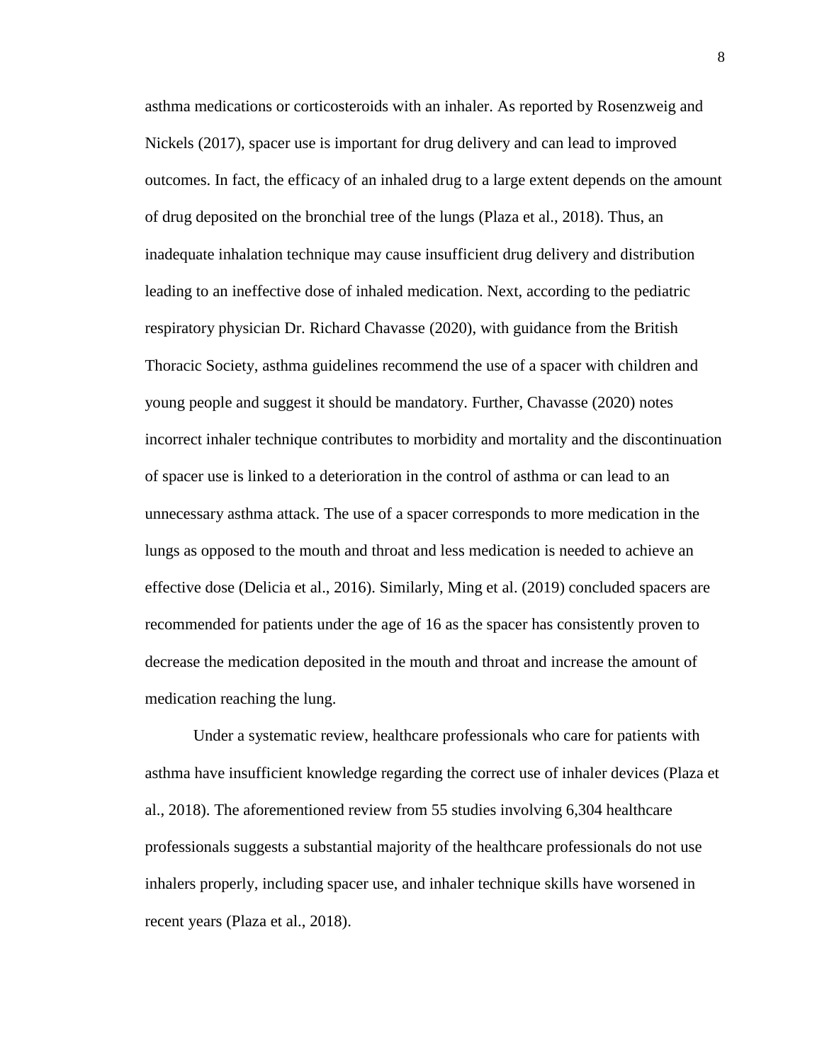asthma medications or corticosteroids with an inhaler. As reported by Rosenzweig and Nickels (2017), spacer use is important for drug delivery and can lead to improved outcomes. In fact, the efficacy of an inhaled drug to a large extent depends on the amount of drug deposited on the bronchial tree of the lungs (Plaza et al., 2018). Thus, an inadequate inhalation technique may cause insufficient drug delivery and distribution leading to an ineffective dose of inhaled medication. Next, according to the pediatric respiratory physician Dr. Richard Chavasse (2020), with guidance from the British Thoracic Society, asthma guidelines recommend the use of a spacer with children and young people and suggest it should be mandatory. Further, Chavasse (2020) notes incorrect inhaler technique contributes to morbidity and mortality and the discontinuation of spacer use is linked to a deterioration in the control of asthma or can lead to an unnecessary asthma attack. The use of a spacer corresponds to more medication in the lungs as opposed to the mouth and throat and less medication is needed to achieve an effective dose (Delicia et al., 2016). Similarly, Ming et al. (2019) concluded spacers are recommended for patients under the age of 16 as the spacer has consistently proven to decrease the medication deposited in the mouth and throat and increase the amount of medication reaching the lung.

Under a systematic review, healthcare professionals who care for patients with asthma have insufficient knowledge regarding the correct use of inhaler devices (Plaza et al., 2018). The aforementioned review from 55 studies involving 6,304 healthcare professionals suggests a substantial majority of the healthcare professionals do not use inhalers properly, including spacer use, and inhaler technique skills have worsened in recent years (Plaza et al., 2018).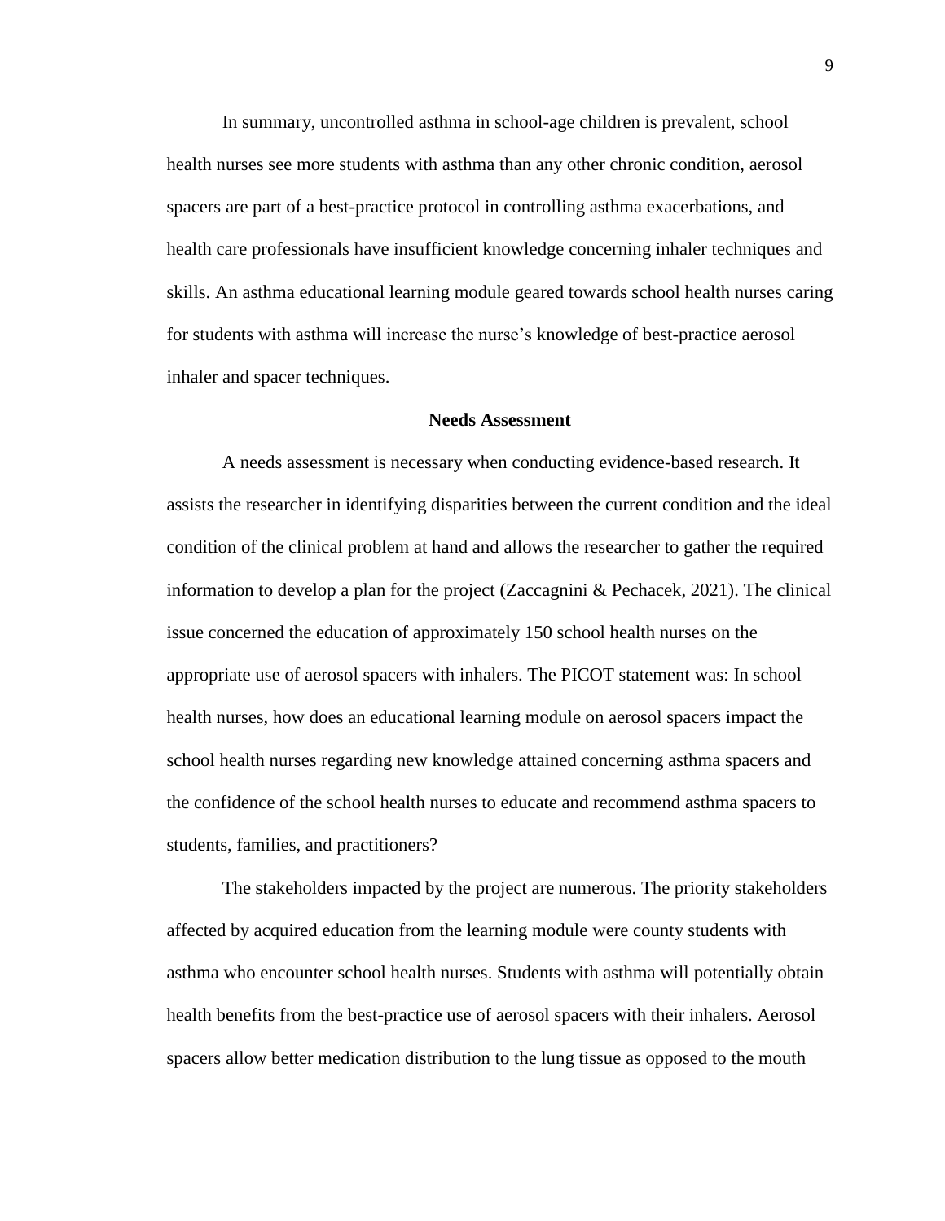In summary, uncontrolled asthma in school-age children is prevalent, school health nurses see more students with asthma than any other chronic condition, aerosol spacers are part of a best-practice protocol in controlling asthma exacerbations, and health care professionals have insufficient knowledge concerning inhaler techniques and skills. An asthma educational learning module geared towards school health nurses caring for students with asthma will increase the nurse's knowledge of best-practice aerosol inhaler and spacer techniques.

## Needs Assessment

A needs assessment is necessary when conducting evidence-based research. It assists the researcher in identifying disparities between the current condition and the ideal condition of the clinical problem at hand and allows the researcher to gather the required information to develop a plan for the project (Zaccagnini & Pechacek, 2021). The clinical issue concerned the education of approximately 150 school health nurses on the appropriate use of aerosol spacers with inhalers. The PICOT statement was: In school health nurses, how does an educational learning module on aerosol spacers impact the school health nurses regarding new knowledge attained concerning asthma spacers and the confidence of the school health nurses to educate and recommend asthma spacers to students, families, and practitioners?

The stakeholders impacted by the project are numerous. The priority stakeholders affected by acquired education from the learning module were county students with asthma who encounter school health nurses. Students with asthma will potentially obtain health benefits from the best-practice use of aerosol spacers with their inhalers. Aerosol spacers allow better medication distribution to the lung tissue as opposed to the mouth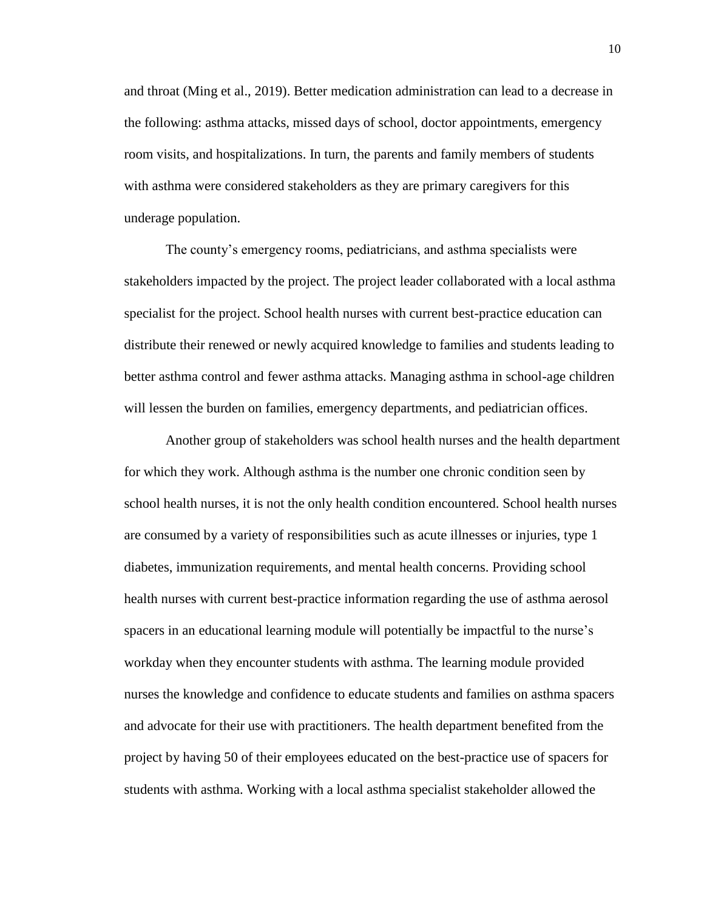and throat (Ming et al., 2019). Better medication administration can lead to a decrease in the following: asthma attacks, missed days of school, doctor appointments, emergency room visits, and hospitalizations. In turn, the parents and family members of students with asthma were considered stakeholders as they are primary caregivers for this underage population.

The county's emergency rooms, pediatricians, and asthma specialists were stakeholders impacted by the project. The project leader collaborated with a local asthma specialist for the project. School health nurses with current best-practice education can distribute their renewed or newly acquired knowledge to families and students leading to better asthma control and fewer asthma attacks. Managing asthma in school-age children will lessen the burden on families, emergency departments, and pediatrician offices.

Another group of stakeholders was school health nurses and the health department for which they work. Although asthma is the number one chronic condition seen by school health nurses, it is not the only health condition encountered. School health nurses are consumed by a variety of responsibilities such as acute illnesses or injuries, type 1 diabetes, immunization requirements, and mental health concerns. Providing school health nurses with current best-practice information regarding the use of asthma aerosol spacers in an educational learning module will potentially be impactful to the nurse's workday when they encounter students with asthma. The learning module provided nurses the knowledge and confidence to educate students and families on asthma spacers and advocate for their use with practitioners. The health department benefited from the project by having 50 of their employees educated on the best-practice use of spacers for students with asthma. Working with a local asthma specialist stakeholder allowed the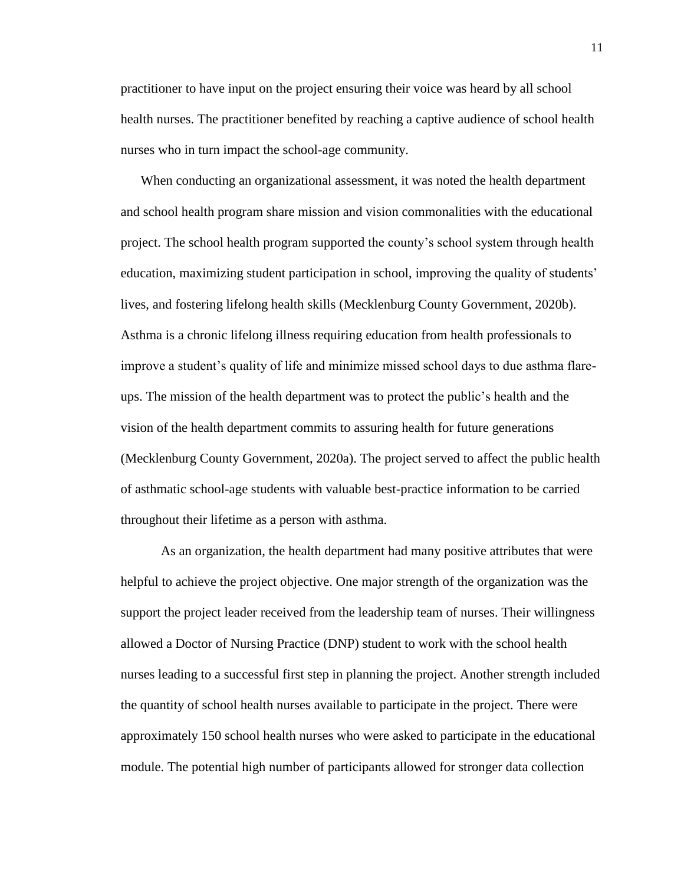practitioner to have input on the project ensuring their voice was heard by all school health nurses. The practitioner benefited by reaching a captive audience of school health nurses who in turn impact the school-age community.

When conducting an organizational assessment, it was noted the health department and school health program share mission and vision commonalities with the educational project. The school health program supported the county's school system through health education, maximizing student participation in school, improving the quality of students' lives, and fostering lifelong health skills (Mecklenburg County Government, 2020b). Asthma is a chronic lifelong illness requiring education from health professionals to improve a student's quality of life and minimize missed school days to due asthma flare-ups. The mission of the health department was to protect the public's health and the vision of the health department commits to assuring health for future generations (Mecklenburg County Government, 2020a). The project served to affect the public health of asthmatic school-age students with valuable best-practice information to be carried throughout their lifetime as a person with asthma.

As an organization, the health department had many positive attributes that were helpful to achieve the project objective. One major strength of the organization was the support the project leader received from the leadership team of nurses. Their willingness allowed a Doctor of Nursing Practice (DNP) student to work with the school health nurses leading to a successful first step in planning the project. Another strength included the quantity of school health nurses available to participate in the project. There were approximately 150 school health nurses who were asked to participate in the educational module. The potential high number of participants allowed for stronger data collection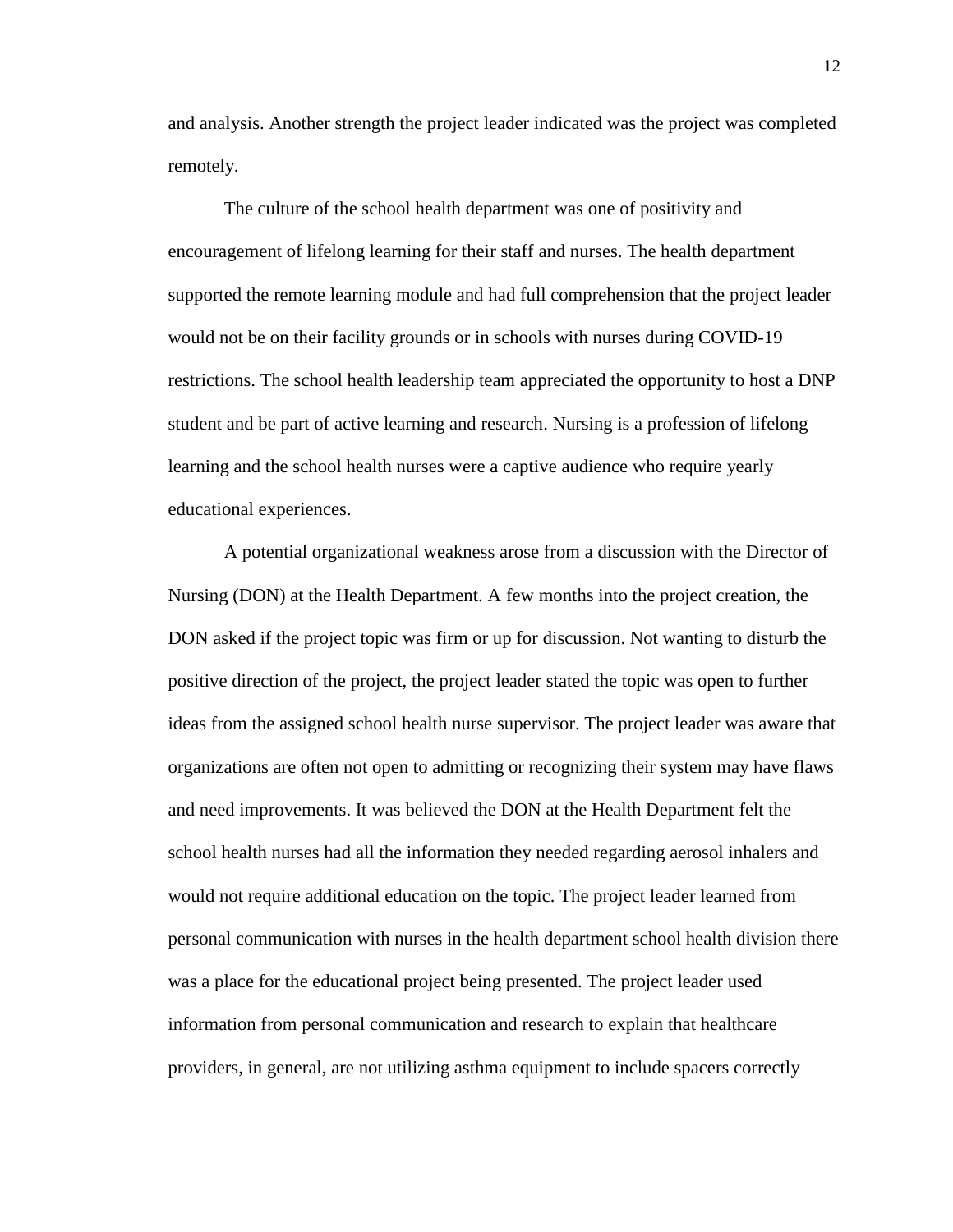and analysis. Another strength the project leader indicated was the project was completed remotely.

The culture of the school health department was one of positivity and encouragement of lifelong learning for their staff and nurses. The health department supported the remote learning module and had full comprehension that the project leader would not be on their facility grounds or in schools with nurses during COVID-19 restrictions. The school health leadership team appreciated the opportunity to host a DNP student and be part of active learning and research. Nursing is a profession of lifelong learning and the school health nurses were a captive audience who require yearly educational experiences.

A potential organizational weakness arose from a discussion with the Director of Nursing (DON) at the Health Department. A few months into the project creation, the DON asked if the project topic was firm or up for discussion. Not wanting to disturb the positive direction of the project, the project leader stated the topic was open to further ideas from the assigned school health nurse supervisor. The project leader was aware that organizations are often not open to admitting or recognizing their system may have flaws and need improvements. It was believed the DON at the Health Department felt the school health nurses had all the information they needed regarding aerosol inhalers and would not require additional education on the topic. The project leader learned from personal communication with nurses in the health department school health division there was a place for the educational project being presented. The project leader used information from personal communication and research to explain that healthcare providers, in general, are not utilizing asthma equipment to include spacers correctly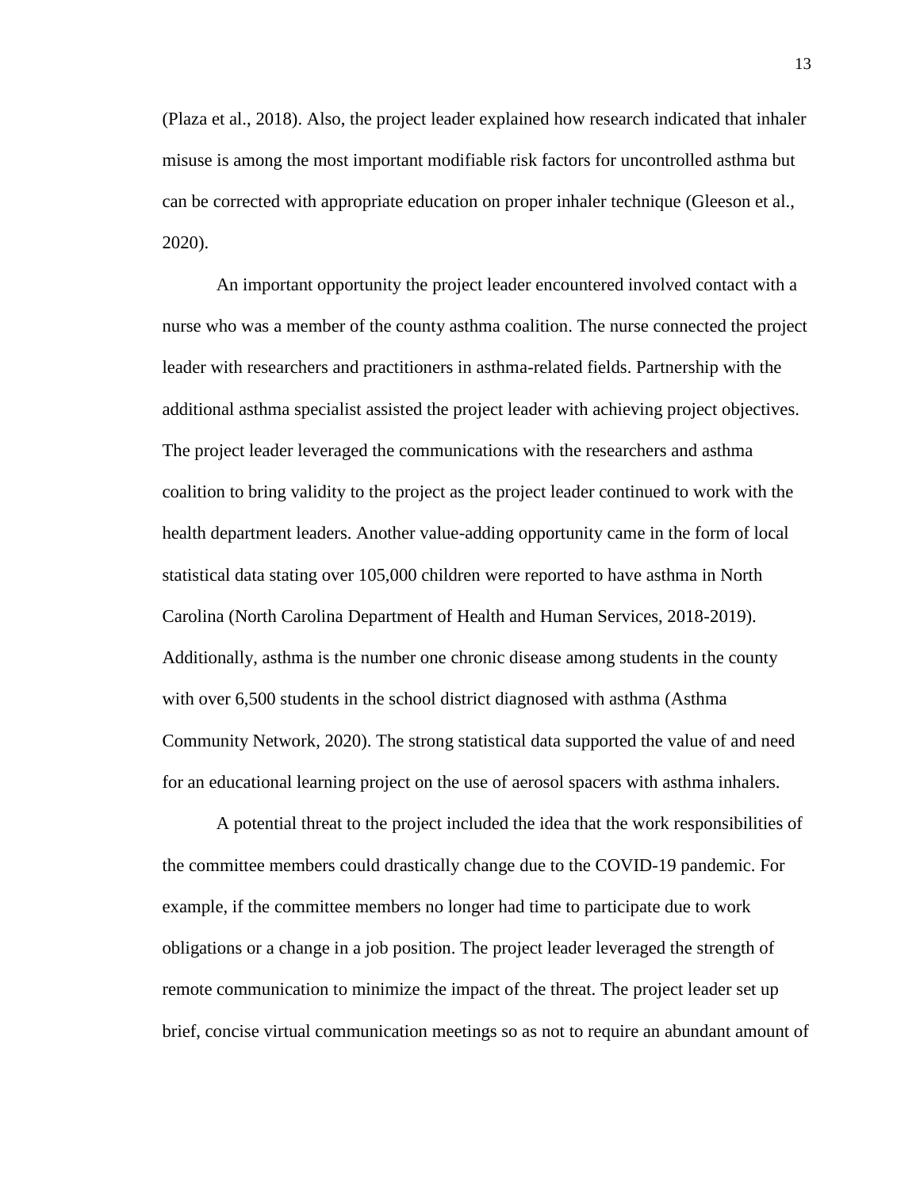(Plaza et al., 2018). Also, the project leader explained how research indicated that inhaler misuse is among the most important modifiable risk factors for uncontrolled asthma but can be corrected with appropriate education on proper inhaler technique (Gleeson et al., 2020).

An important opportunity the project leader encountered involved contact with a nurse who was a member of the county asthma coalition. The nurse connected the project leader with researchers and practitioners in asthma-related fields. Partnership with the additional asthma specialist assisted the project leader with achieving project objectives. The project leader leveraged the communications with the researchers and asthma coalition to bring validity to the project as the project leader continued to work with the health department leaders. Another value-adding opportunity came in the form of local statistical data stating over 105,000 children were reported to have asthma in North Carolina (North Carolina Department of Health and Human Services, 2018-2019). Additionally, asthma is the number one chronic disease among students in the county with over 6,500 students in the school district diagnosed with asthma (Asthma Community Network, 2020). The strong statistical data supported the value of and need for an educational learning project on the use of aerosol spacers with asthma inhalers.

A potential threat to the project included the idea that the work responsibilities of the committee members could drastically change due to the COVID-19 pandemic. For example, if the committee members no longer had time to participate due to work obligations or a change in a job position. The project leader leveraged the strength of remote communication to minimize the impact of the threat. The project leader set up brief, concise virtual communication meetings so as not to require an abundant amount of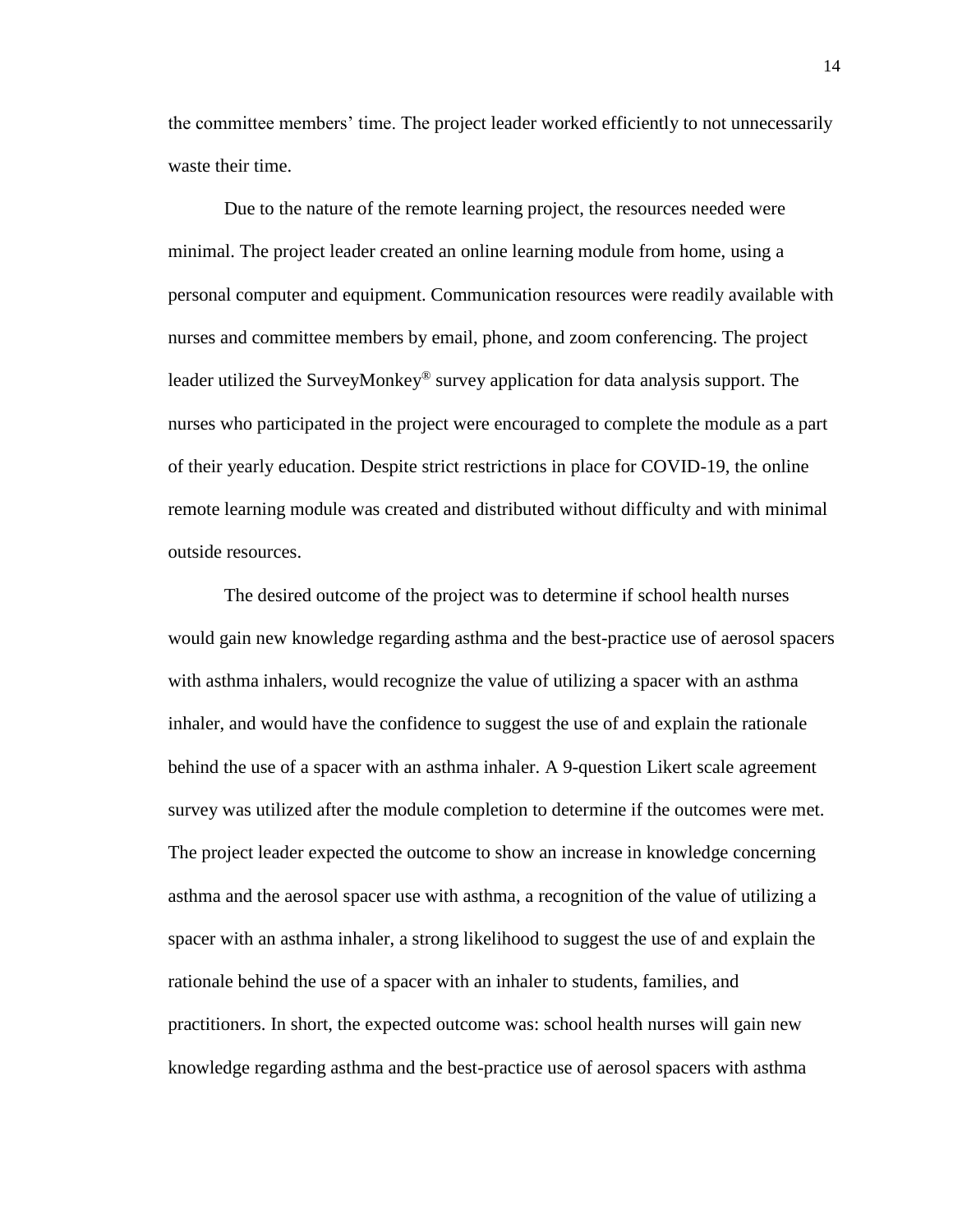the committee members' time. The project leader worked efficiently to not unnecessarily waste their time.

Due to the nature of the remote learning project, the resources needed were minimal. The project leader created an online learning module from home, using a personal computer and equipment. Communication resources were readily available with nurses and committee members by email, phone, and zoom conferencing. The project leader utilized the SurveyMonkey® survey application for data analysis support. The nurses who participated in the project were encouraged to complete the module as a part of their yearly education. Despite strict restrictions in place for COVID-19, the online remote learning module was created and distributed without difficulty and with minimal outside resources.

The desired outcome of the project was to determine if school health nurses would gain new knowledge regarding asthma and the best-practice use of aerosol spacers with asthma inhalers, would recognize the value of utilizing a spacer with an asthma inhaler, and would have the confidence to suggest the use of and explain the rationale behind the use of a spacer with an asthma inhaler. A 9-question Likert scale agreement survey was utilized after the module completion to determine if the outcomes were met. The project leader expected the outcome to show an increase in knowledge concerning asthma and the aerosol spacer use with asthma, a recognition of the value of utilizing a spacer with an asthma inhaler, a strong likelihood to suggest the use of and explain the rationale behind the use of a spacer with an inhaler to students, families, and practitioners. In short, the expected outcome was: school health nurses will gain new knowledge regarding asthma and the best-practice use of aerosol spacers with asthma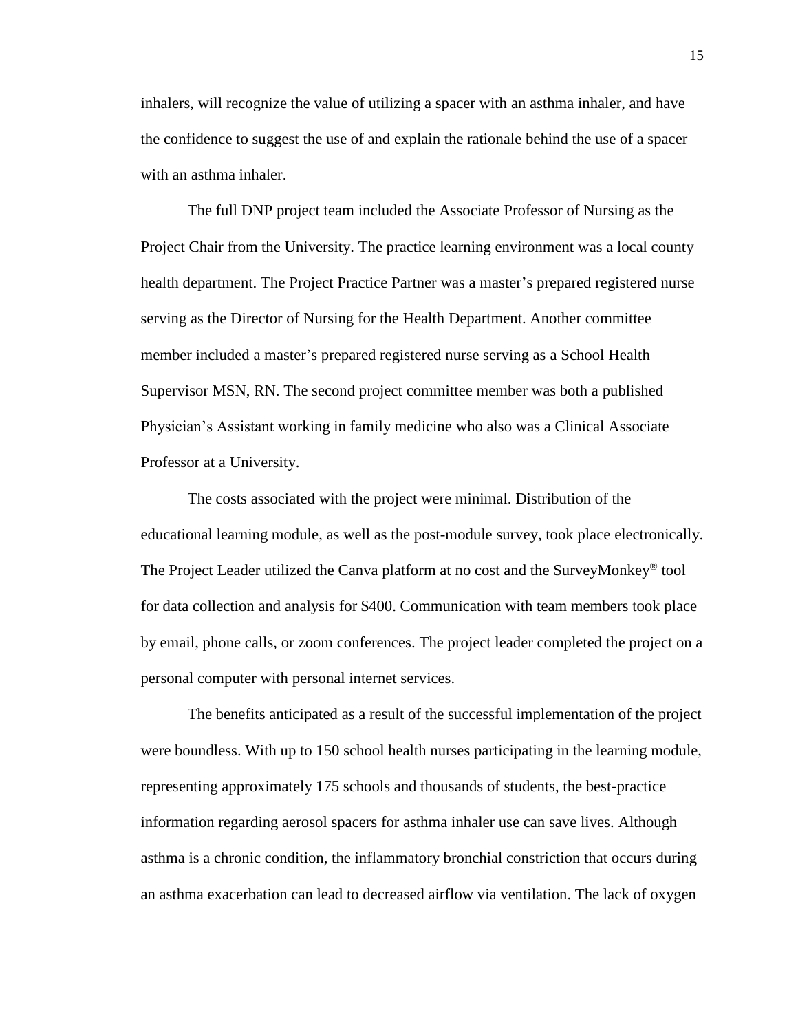inhalers, will recognize the value of utilizing a spacer with an asthma inhaler, and have the confidence to suggest the use of and explain the rationale behind the use of a spacer with an asthma inhaler.

The full DNP project team included the Associate Professor of Nursing as the Project Chair from the University. The practice learning environment was a local county health department. The Project Practice Partner was a master's prepared registered nurse serving as the Director of Nursing for the Health Department. Another committee member included a master's prepared registered nurse serving as a School Health Supervisor MSN, RN. The second project committee member was both a published Physician's Assistant working in family medicine who also was a Clinical Associate Professor at a University.

The costs associated with the project were minimal. Distribution of the educational learning module, as well as the post-module survey, took place electronically. The Project Leader utilized the Canva platform at no cost and the SurveyMonkey® tool for data collection and analysis for $400. Communication with team members took place by email, phone calls, or zoom conferences. The project leader completed the project on a personal computer with personal internet services.

The benefits anticipated as a result of the successful implementation of the project were boundless. With up to 150 school health nurses participating in the learning module, representing approximately 175 schools and thousands of students, the best-practice information regarding aerosol spacers for asthma inhaler use can save lives. Although asthma is a chronic condition, the inflammatory bronchial constriction that occurs during an asthma exacerbation can lead to decreased airflow via ventilation. The lack of oxygen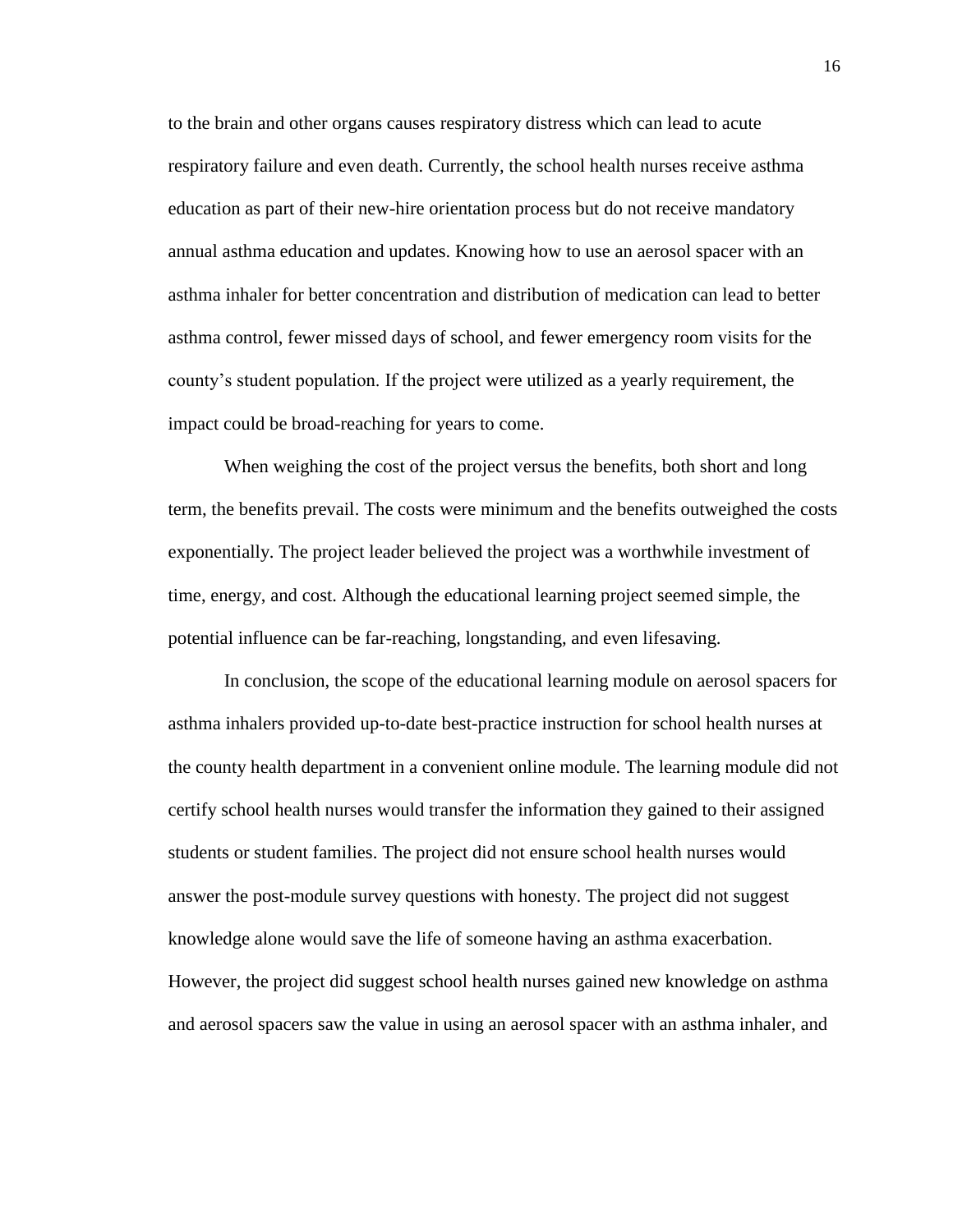to the brain and other organs causes respiratory distress which can lead to acute respiratory failure and even death. Currently, the school health nurses receive asthma education as part of their new-hire orientation process but do not receive mandatory annual asthma education and updates. Knowing how to use an aerosol spacer with an asthma inhaler for better concentration and distribution of medication can lead to better asthma control, fewer missed days of school, and fewer emergency room visits for the county's student population. If the project were utilized as a yearly requirement, the impact could be broad-reaching for years to come.

When weighing the cost of the project versus the benefits, both short and long term, the benefits prevail. The costs were minimum and the benefits outweighed the costs exponentially. The project leader believed the project was a worthwhile investment of time, energy, and cost. Although the educational learning project seemed simple, the potential influence can be far-reaching, longstanding, and even lifesaving.

In conclusion, the scope of the educational learning module on aerosol spacers for asthma inhalers provided up-to-date best-practice instruction for school health nurses at the county health department in a convenient online module. The learning module did not certify school health nurses would transfer the information they gained to their assigned students or student families. The project did not ensure school health nurses would answer the post-module survey questions with honesty. The project did not suggest knowledge alone would save the life of someone having an asthma exacerbation. However, the project did suggest school health nurses gained new knowledge on asthma and aerosol spacers saw the value in using an aerosol spacer with an asthma inhaler, and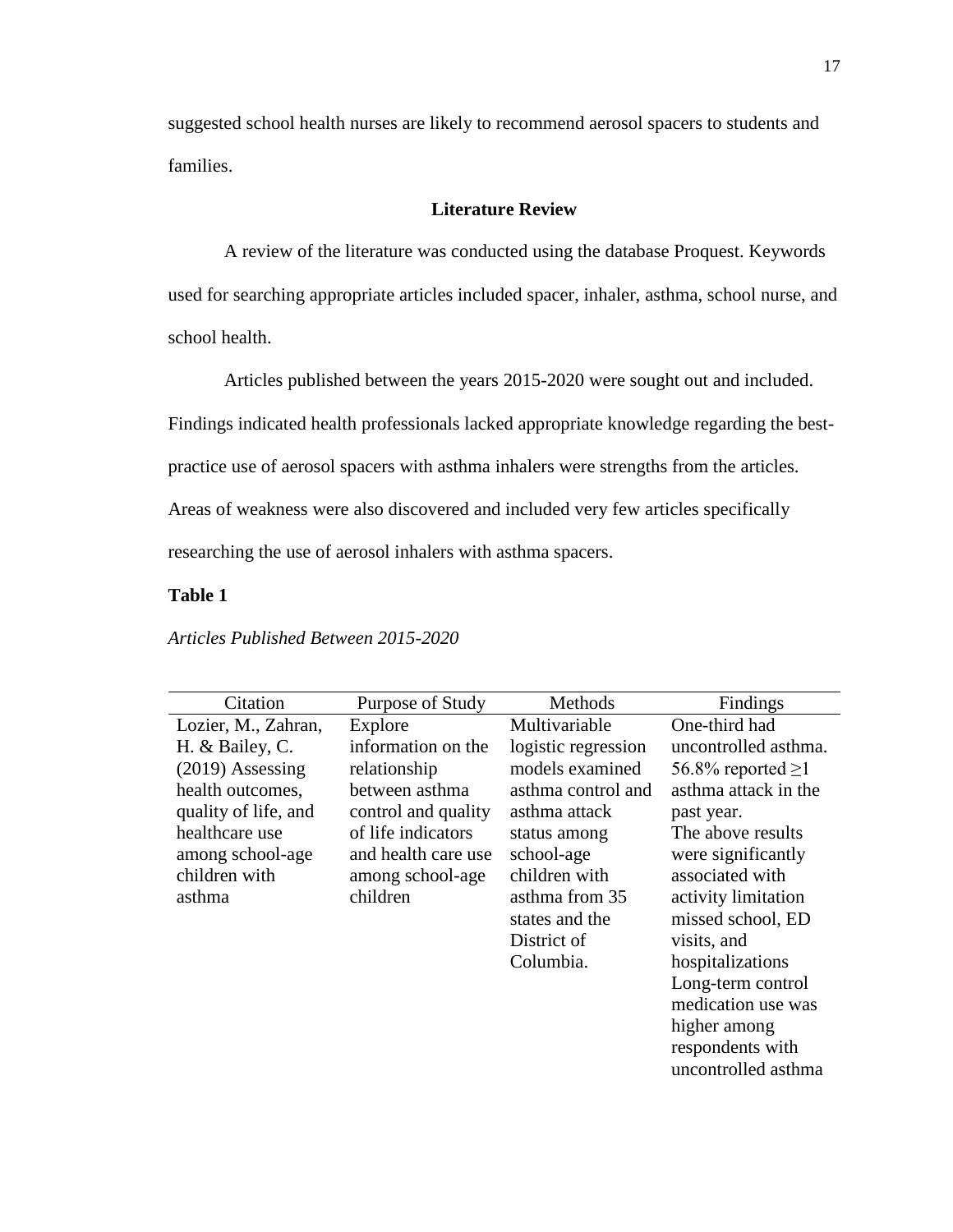suggested school health nurses are likely to recommend aerosol spacers to students and families.

## Literature Review

A review of the literature was conducted using the database Proquest. Keywords used for searching appropriate articles included spacer, inhaler, asthma, school nurse, and school health.

Articles published between the years 2015-2020 were sought out and included. Findings indicated health professionals lacked appropriate knowledge regarding the best-practice use of aerosol spacers with asthma inhalers were strengths from the articles. Areas of weakness were also discovered and included very few articles specifically researching the use of aerosol inhalers with asthma spacers.

**Table 1**

*Articles Published Between 2015-2020*

| Citation | Purpose of Study | Methods | Findings |
|---|---|---|---|
| Lozier, M., Zahran, H. & Bailey, C. (2019) Assessing health outcomes, quality of life, and healthcare use among school-age children with asthma | Explore information on the relationship between asthma control and quality of life indicators and health care use among school-age children | Multivariable logistic regression models examined asthma control and asthma attack status among school-age children with asthma from 35 states and the District of Columbia. | One-third had uncontrolled asthma. 56.8% reported $\geq$1 asthma attack in the past year. The above results were significantly associated with activity limitation missed school, ED visits, and hospitalizations Long-term control medication use was higher among respondents with uncontrolled asthma |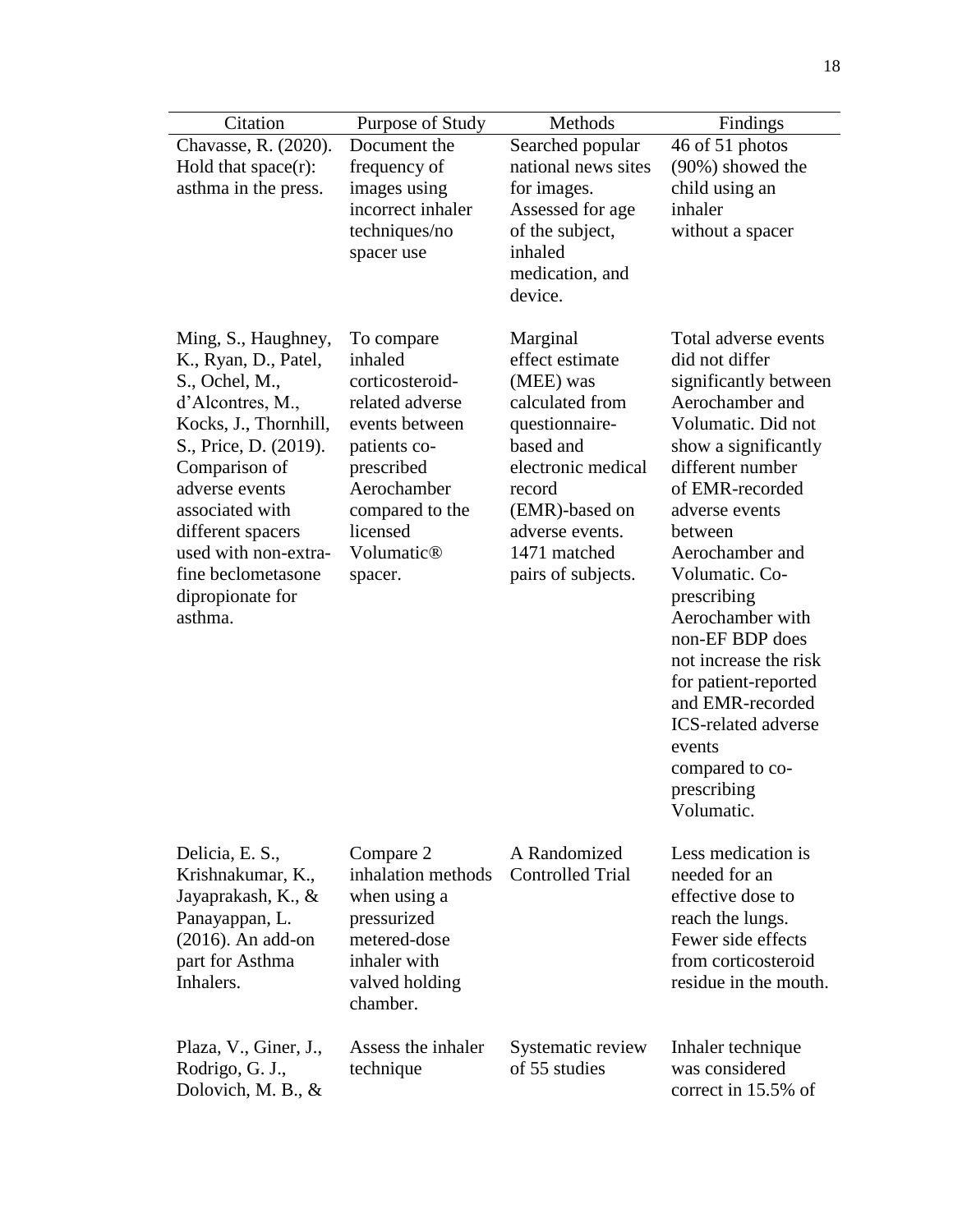| Citation | Purpose of Study | Methods | Findings |
|---|---|---|---|
| Chavasse, R. (2020). Hold that space(r): asthma in the press. | Document the frequency of images using incorrect inhaler techniques/no spacer use | Searched popular national news sites for images. Assessed for age of the subject, inhaled medication, and device. | 46 of 51 photos (90%) showed the child using an inhaler without a spacer |
| Ming, S., Haughney, K., Ryan, D., Patel, S., Ochel, M., d'Alcontres, M., Kocks, J., Thornhill, S., Price, D. (2019). Comparison of adverse events associated with different spacers used with non-extra-fine beclometasone dipropionate for asthma. | To compare inhaled corticosteroid-related adverse events between patients co-prescribed Aerochamber compared to the licensed Volumatic® spacer. | Marginal effect estimate (MEE) was calculated from questionnaire-based and electronic medical record (EMR)-based on adverse events. 1471 matched pairs of subjects. | Total adverse events did not differ significantly between Aerochamber and Volumatic. Did not show a significantly different number of EMR-recorded adverse events between Aerochamber and Volumatic. Co-prescribing Aerochamber with non-EF BDP does not increase the risk for patient-reported and EMR-recorded ICS-related adverse events compared to co-prescribing Volumatic. |
| Delicia, E. S., Krishnakumar, K., Jayaprakash, K., & Panayappan, L. (2016). An add-on part for Asthma Inhalers. | Compare 2 inhalation methods when using a pressurized metered-dose inhaler with valved holding chamber. | A Randomized Controlled Trial | Less medication is needed for an effective dose to reach the lungs. Fewer side effects from corticosteroid residue in the mouth. |
| Plaza, V., Giner, J., Rodrigo, G. J., Dolovich, M. B., & | Assess the inhaler technique | Systematic review of 55 studies | Inhaler technique was considered correct in 15.5% of |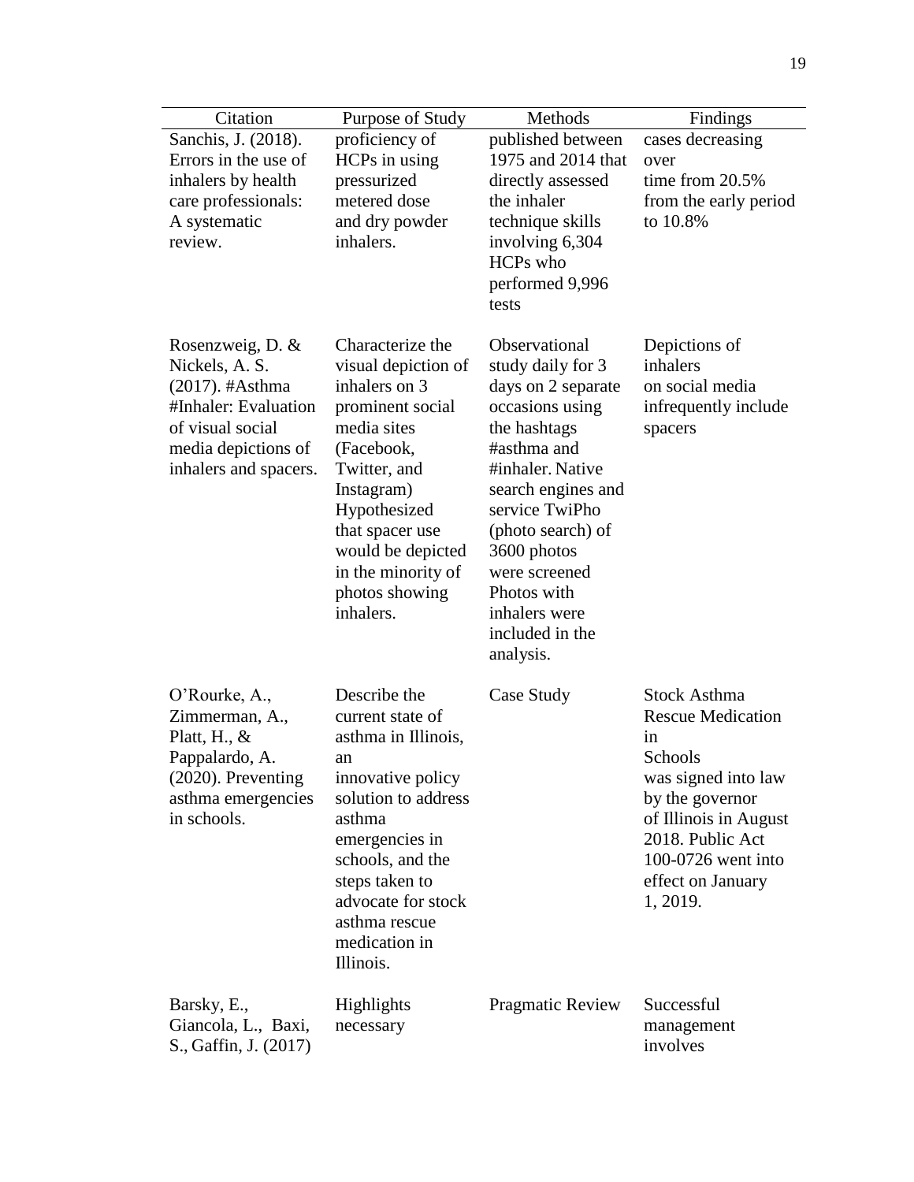| Citation | Purpose of Study | Methods | Findings |
|---|---|---|---|
| Sanchis, J. (2018). Errors in the use of inhalers by health care professionals: A systematic review. | proficiency of HCPs in using pressurized metered dose and dry powder inhalers. | published between 1975 and 2014 that directly assessed the inhaler technique skills involving 6,304 HCPs who performed 9,996 tests | cases decreasing over time from 20.5% from the early period to 10.8% |
| Rosenzweig, D. & Nickels, A. S. (2017). #Asthma #Inhaler: Evaluation of visual social media depictions of inhalers and spacers. | Characterize the visual depiction of inhalers on 3 prominent social media sites (Facebook, Twitter, and Instagram) Hypothesized that spacer use would be depicted in the minority of photos showing inhalers. | Observational study daily for 3 days on 2 separate occasions using the hashtags #asthma and #inhaler. Native search engines and service TwiPho (photo search) of 3600 photos were screened Photos with inhalers were included in the analysis. | Depictions of inhalers on social media infrequently include spacers |
| O'Rourke, A., Zimmerman, A., Platt, H., & Pappalardo, A. (2020). Preventing asthma emergencies in schools. | Describe the current state of asthma in Illinois, an innovative policy solution to address asthma emergencies in schools, and the steps taken to advocate for stock asthma rescue medication in Illinois. | Case Study | Stock Asthma Rescue Medication in Schools was signed into law by the governor of Illinois in August 2018. Public Act 100-0726 went into effect on January 1, 2019. |
| Barsky, E., Giancola, L., Baxi, S., Gaffin, J. (2017) | Highlights necessary | Pragmatic Review | Successful management involves |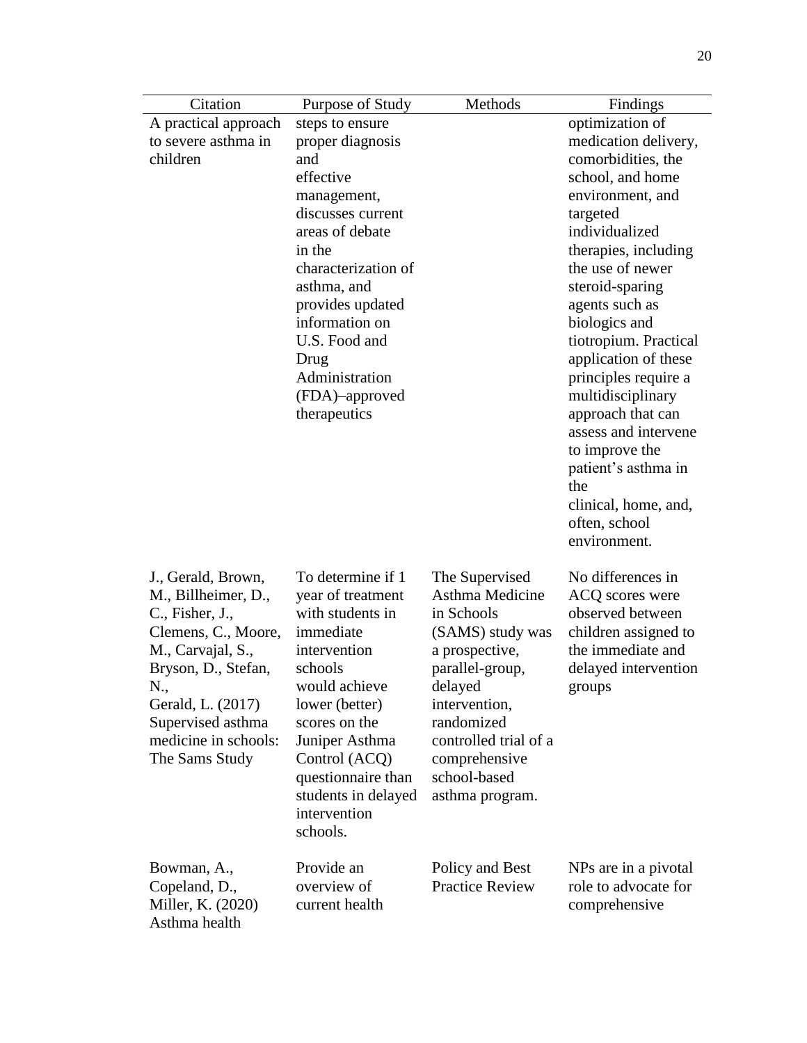| Citation | Purpose of Study | Methods | Findings |
|---|---|---|---|
| A practical approach to severe asthma in children | steps to ensure proper diagnosis and effective management, discusses current areas of debate in the characterization of asthma, and provides updated information on U.S. Food and Drug Administration (FDA)–approved therapeutics | | optimization of medication delivery, comorbidities, the school, and home environment, and targeted individualized therapies, including the use of newer steroid-sparing agents such as biologics and tiotropium. Practical application of these principles require a multidisciplinary approach that can assess and intervene to improve the patient's asthma in the clinical, home, and, often, school environment. |
| J., Gerald, Brown, M., Billheimer, D., C., Fisher, J., Clemens, C., Moore, M., Carvajal, S., Bryson, D., Stefan, N., Gerald, L. (2017) Supervised asthma medicine in schools: The Sams Study | To determine if 1 year of treatment with students in immediate intervention schools would achieve lower (better) scores on the Juniper Asthma Control (ACQ) questionnaire than students in delayed intervention schools. | The Supervised Asthma Medicine in Schools (SAMS) study was a prospective, parallel-group, delayed intervention, randomized controlled trial of a comprehensive school-based asthma program. | No differences in ACQ scores were observed between children assigned to the immediate and delayed intervention groups |
| Bowman, A., Copeland, D., Miller, K. (2020) Asthma health | Provide an overview of current health | Policy and Best Practice Review | NPs are in a pivotal role to advocate for comprehensive |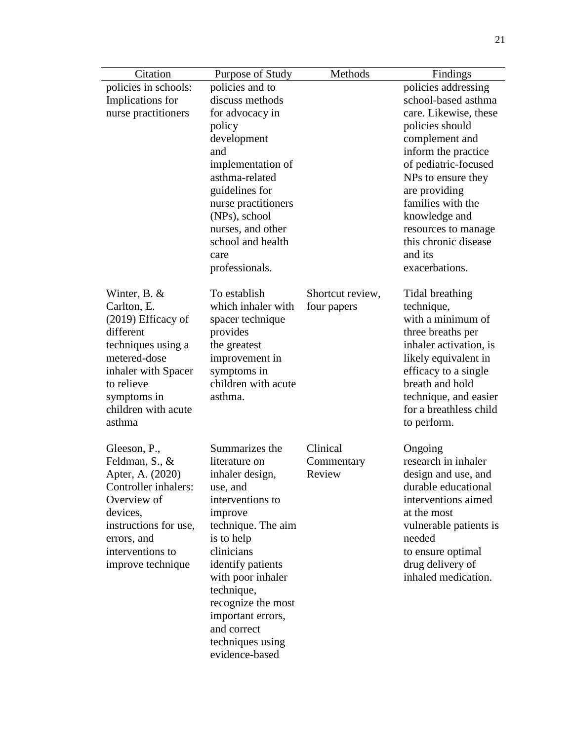| Citation | Purpose of Study | Methods | Findings |
|---|---|---|---|
| policies in schools: Implications for nurse practitioners | policies and to discuss methods for advocacy in policy development and implementation of asthma-related guidelines for nurse practitioners (NPs), school nurses, and other school and health care professionals. | | policies addressing school-based asthma care. Likewise, these policies should complement and inform the practice of pediatric-focused NPs to ensure they are providing families with the knowledge and resources to manage this chronic disease and its exacerbations. |
| Winter, B. & Carlton, E. (2019) Efficacy of different techniques using a metered-dose inhaler with Spacer to relieve symptoms in children with acute asthma | To establish which inhaler with spacer technique provides the greatest improvement in symptoms in children with acute asthma. | Shortcut review, four papers | Tidal breathing technique, with a minimum of three breaths per inhaler activation, is likely equivalent in efficacy to a single breath and hold technique, and easier for a breathless child to perform. |
| Gleeson, P., Feldman, S., & Apter, A. (2020) Controller inhalers: Overview of devices, instructions for use, errors, and interventions to improve technique | Summarizes the literature on inhaler design, use, and interventions to improve technique. The aim is to help clinicians identify patients with poor inhaler technique, recognize the most important errors, and correct techniques using evidence-based | Clinical Commentary Review | Ongoing research in inhaler design and use, and durable educational interventions aimed at the most vulnerable patients is needed to ensure optimal drug delivery of inhaled medication. |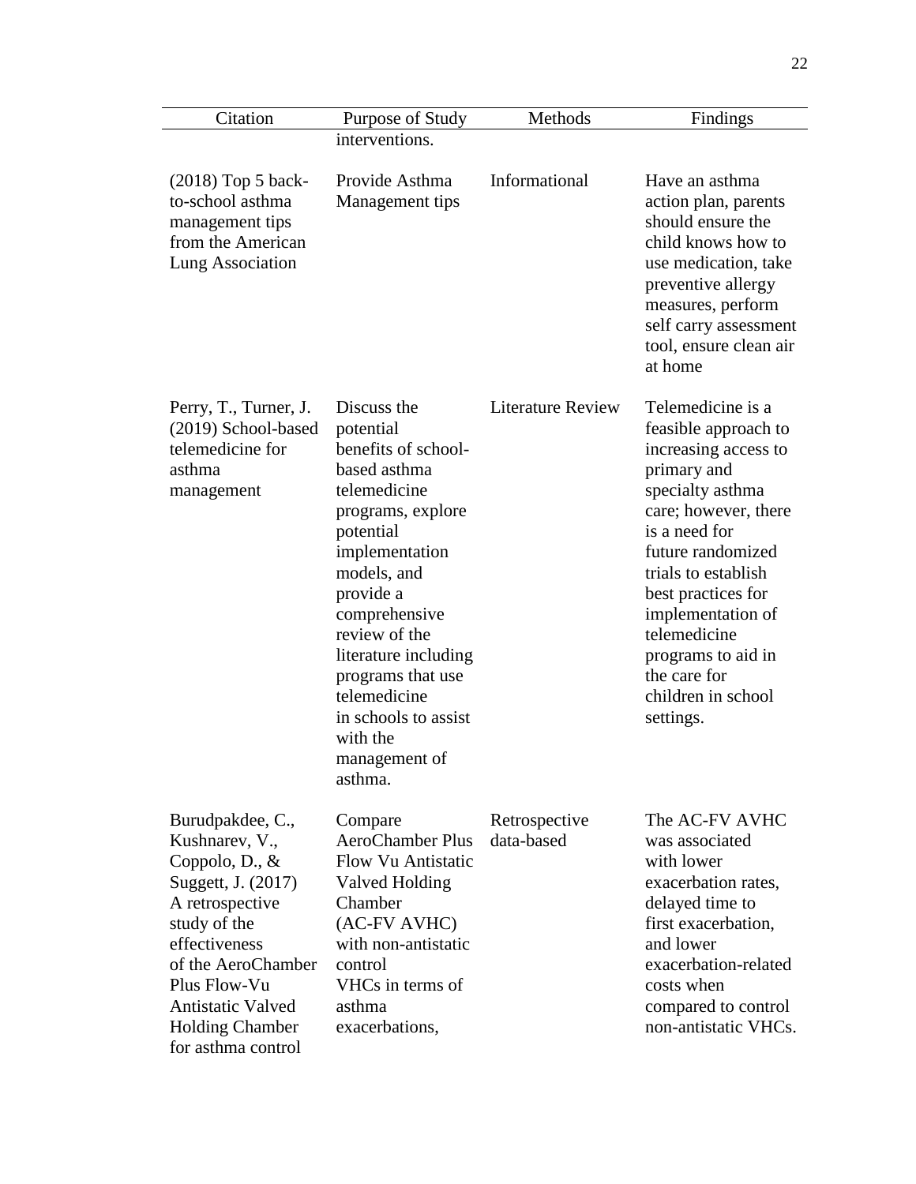| Citation | Purpose of Study | Methods | Findings |
|---|---|---|---|
| | interventions. | | |
| (2018) Top 5 back-to-school asthma management tips from the American Lung Association | Provide Asthma Management tips | Informational | Have an asthma action plan, parents should ensure the child knows how to use medication, take preventive allergy measures, perform self carry assessment tool, ensure clean air at home |
| Perry, T., Turner, J. (2019) School-based telemedicine for asthma management | Discuss the potential benefits of school-based asthma telemedicine programs, explore potential implementation models, and provide a comprehensive review of the literature including programs that use telemedicine in schools to assist with the management of asthma. | Literature Review | Telemedicine is a feasible approach to increasing access to primary and specialty asthma care; however, there is a need for future randomized trials to establish best practices for implementation of telemedicine programs to aid in the care for children in school settings. |
| Burudpakdee, C., Kushnarev, V., Coppolo, D., & Suggett, J. (2017) A retrospective study of the effectiveness of the AeroChamber Plus Flow-Vu Antistatic Valved Holding Chamber for asthma control | Compare AeroChamber Plus Flow Vu Antistatic Valved Holding Chamber (AC-FV AVHC) with non-antistatic control VHCs in terms of asthma exacerbations, | Retrospective data-based | The AC-FV AVHC was associated with lower exacerbation rates, delayed time to first exacerbation, and lower exacerbation-related costs when compared to control non-antistatic VHCs. |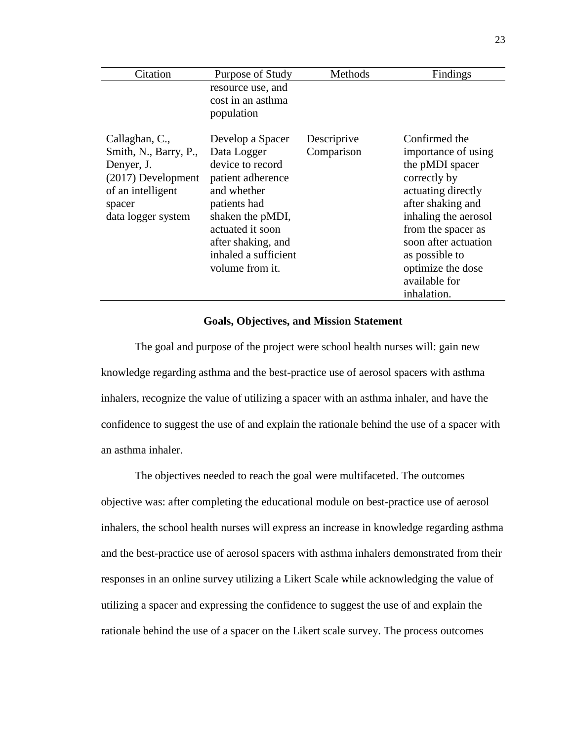| Citation | Purpose of Study | Methods | Findings |
|---|---|---|---|
| | resource use, and cost in an asthma population | | |
| Callaghan, C., Smith, N., Barry, P., Denyer, J. (2017) Development of an intelligent spacer data logger system | Develop a Spacer Data Logger device to record patient adherence and whether patients had shaken the pMDI, actuated it soon after shaking, and inhaled a sufficient volume from it. | Descriprive Comparison | Confirmed the importance of using the pMDI spacer correctly by actuating directly after shaking and inhaling the aerosol from the spacer as soon after actuation as possible to optimize the dose available for inhalation. |

## Goals, Objectives, and Mission Statement

The goal and purpose of the project were school health nurses will: gain new knowledge regarding asthma and the best-practice use of aerosol spacers with asthma inhalers, recognize the value of utilizing a spacer with an asthma inhaler, and have the confidence to suggest the use of and explain the rationale behind the use of a spacer with an asthma inhaler.

The objectives needed to reach the goal were multifaceted. The outcomes objective was: after completing the educational module on best-practice use of aerosol inhalers, the school health nurses will express an increase in knowledge regarding asthma and the best-practice use of aerosol spacers with asthma inhalers demonstrated from their responses in an online survey utilizing a Likert Scale while acknowledging the value of utilizing a spacer and expressing the confidence to suggest the use of and explain the rationale behind the use of a spacer on the Likert scale survey. The process outcomes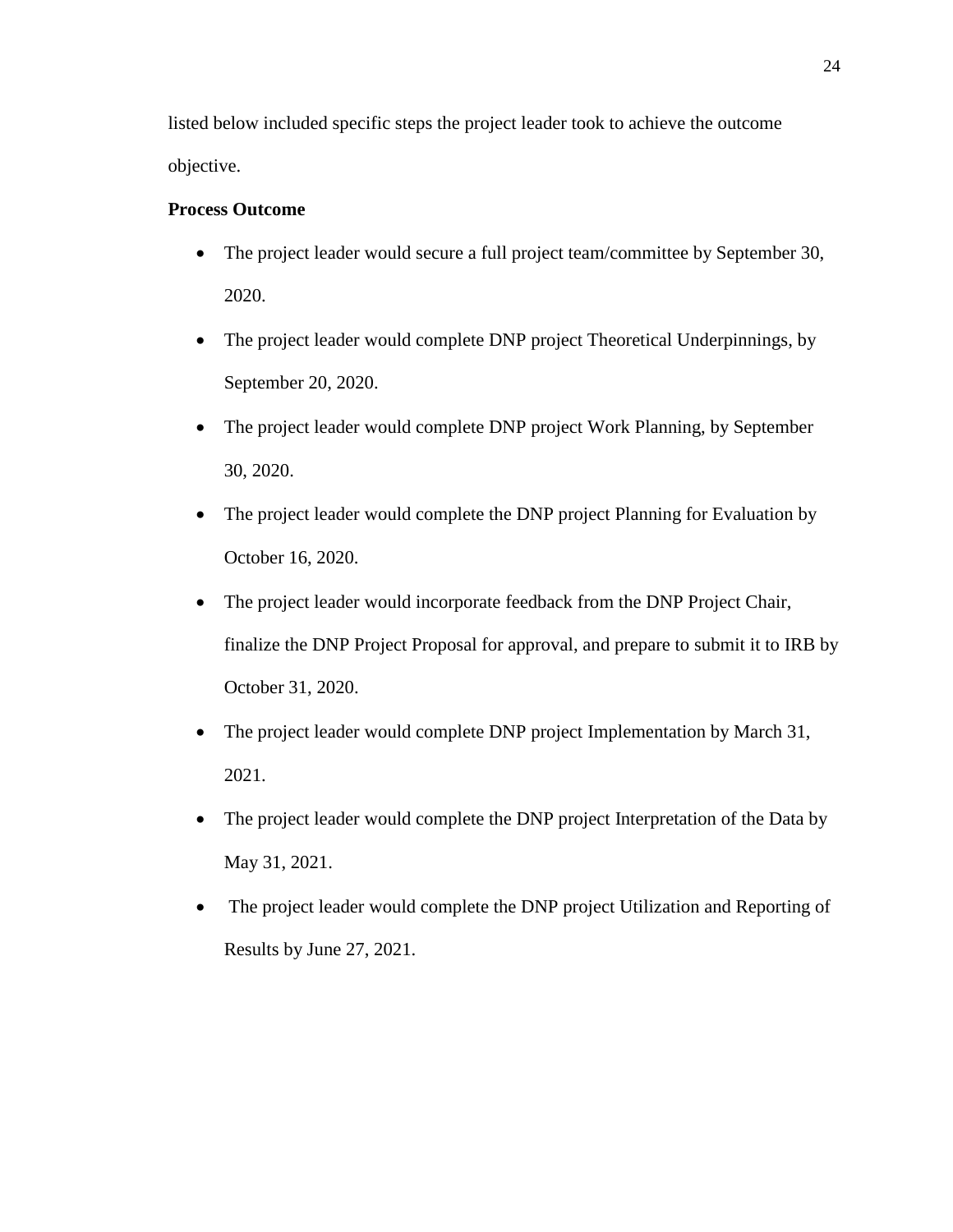listed below included specific steps the project leader took to achieve the outcome objective.

**Process Outcome**

- The project leader would secure a full project team/committee by September 30, 2020.
- The project leader would complete DNP project Theoretical Underpinnings, by September 20, 2020.
- The project leader would complete DNP project Work Planning, by September 30, 2020.
- The project leader would complete the DNP project Planning for Evaluation by October 16, 2020.
- The project leader would incorporate feedback from the DNP Project Chair, finalize the DNP Project Proposal for approval, and prepare to submit it to IRB by October 31, 2020.
- The project leader would complete DNP project Implementation by March 31, 2021.
- The project leader would complete the DNP project Interpretation of the Data by May 31, 2021.
- The project leader would complete the DNP project Utilization and Reporting of Results by June 27, 2021.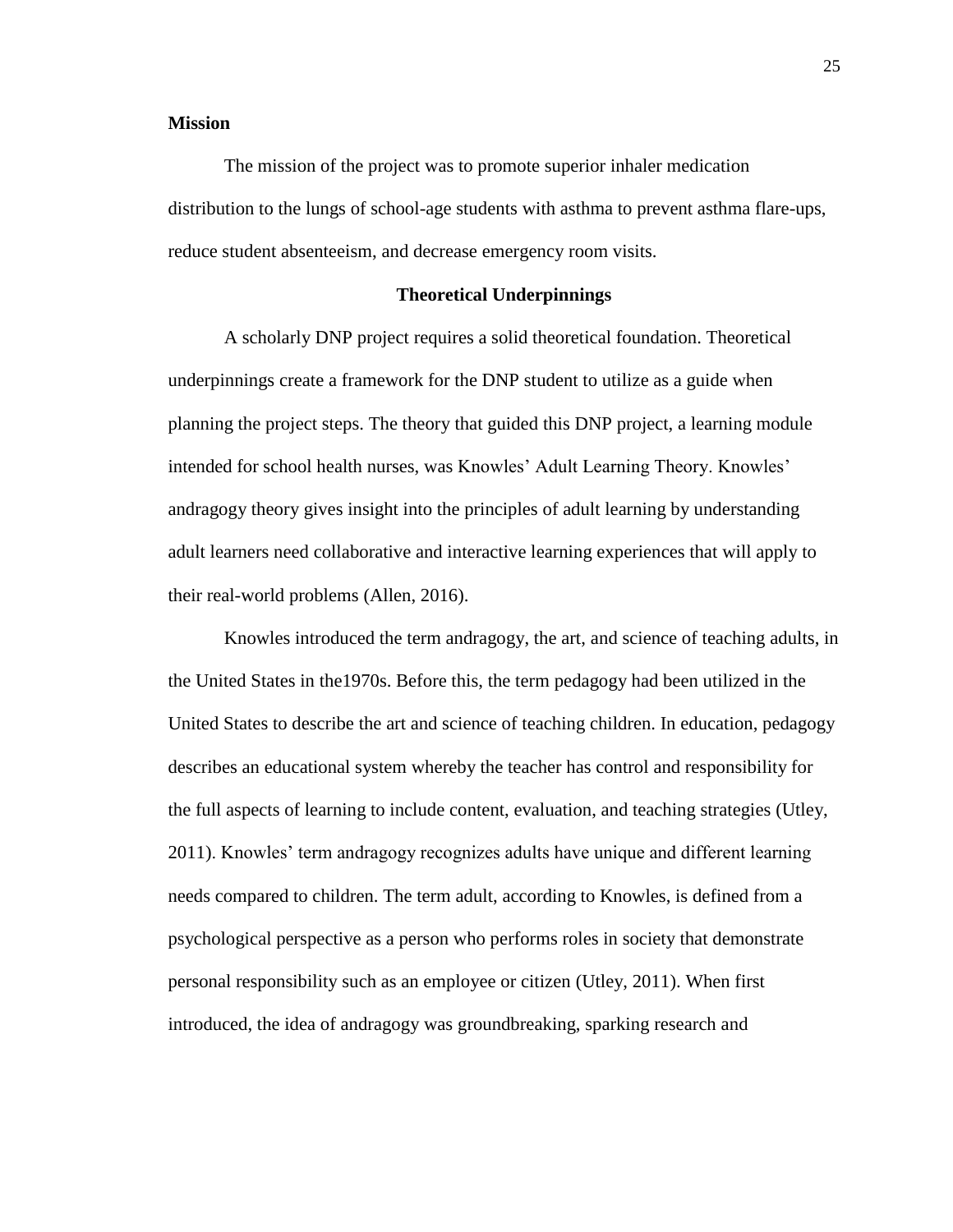**Mission**

The mission of the project was to promote superior inhaler medication distribution to the lungs of school-age students with asthma to prevent asthma flare-ups, reduce student absenteeism, and decrease emergency room visits.

## Theoretical Underpinnings

A scholarly DNP project requires a solid theoretical foundation. Theoretical underpinnings create a framework for the DNP student to utilize as a guide when planning the project steps. The theory that guided this DNP project, a learning module intended for school health nurses, was Knowles' Adult Learning Theory. Knowles' andragogy theory gives insight into the principles of adult learning by understanding adult learners need collaborative and interactive learning experiences that will apply to their real-world problems (Allen, 2016).

Knowles introduced the term andragogy, the art, and science of teaching adults, in the United States in the1970s. Before this, the term pedagogy had been utilized in the United States to describe the art and science of teaching children. In education, pedagogy describes an educational system whereby the teacher has control and responsibility for the full aspects of learning to include content, evaluation, and teaching strategies (Utley, 2011). Knowles' term andragogy recognizes adults have unique and different learning needs compared to children. The term adult, according to Knowles, is defined from a psychological perspective as a person who performs roles in society that demonstrate personal responsibility such as an employee or citizen (Utley, 2011). When first introduced, the idea of andragogy was groundbreaking, sparking research and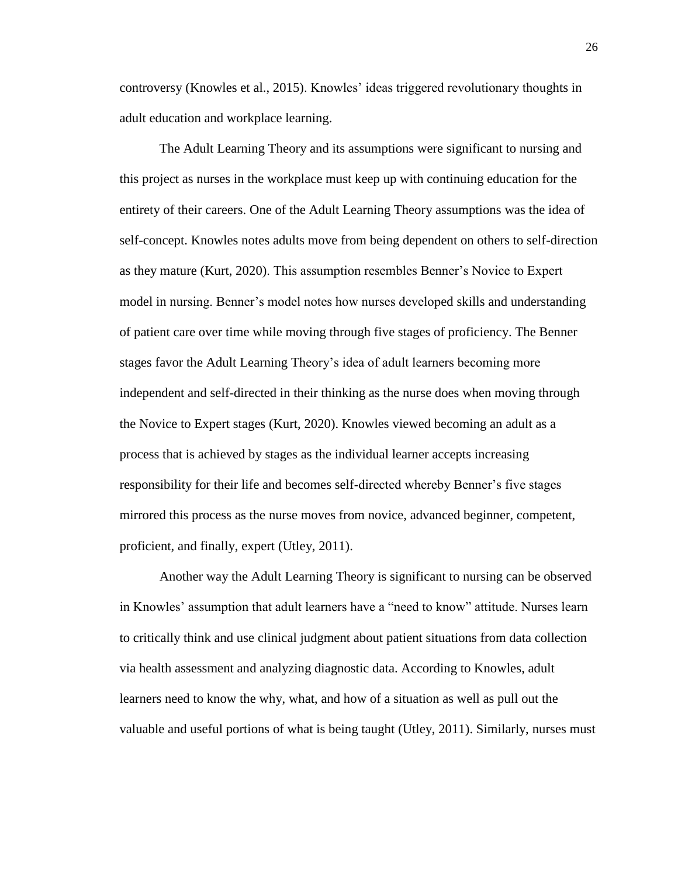controversy (Knowles et al., 2015). Knowles' ideas triggered revolutionary thoughts in adult education and workplace learning.

The Adult Learning Theory and its assumptions were significant to nursing and this project as nurses in the workplace must keep up with continuing education for the entirety of their careers. One of the Adult Learning Theory assumptions was the idea of self-concept. Knowles notes adults move from being dependent on others to self-direction as they mature (Kurt, 2020). This assumption resembles Benner's Novice to Expert model in nursing. Benner's model notes how nurses developed skills and understanding of patient care over time while moving through five stages of proficiency. The Benner stages favor the Adult Learning Theory's idea of adult learners becoming more independent and self-directed in their thinking as the nurse does when moving through the Novice to Expert stages (Kurt, 2020). Knowles viewed becoming an adult as a process that is achieved by stages as the individual learner accepts increasing responsibility for their life and becomes self-directed whereby Benner's five stages mirrored this process as the nurse moves from novice, advanced beginner, competent, proficient, and finally, expert (Utley, 2011).

Another way the Adult Learning Theory is significant to nursing can be observed in Knowles' assumption that adult learners have a "need to know" attitude. Nurses learn to critically think and use clinical judgment about patient situations from data collection via health assessment and analyzing diagnostic data. According to Knowles, adult learners need to know the why, what, and how of a situation as well as pull out the valuable and useful portions of what is being taught (Utley, 2011). Similarly, nurses must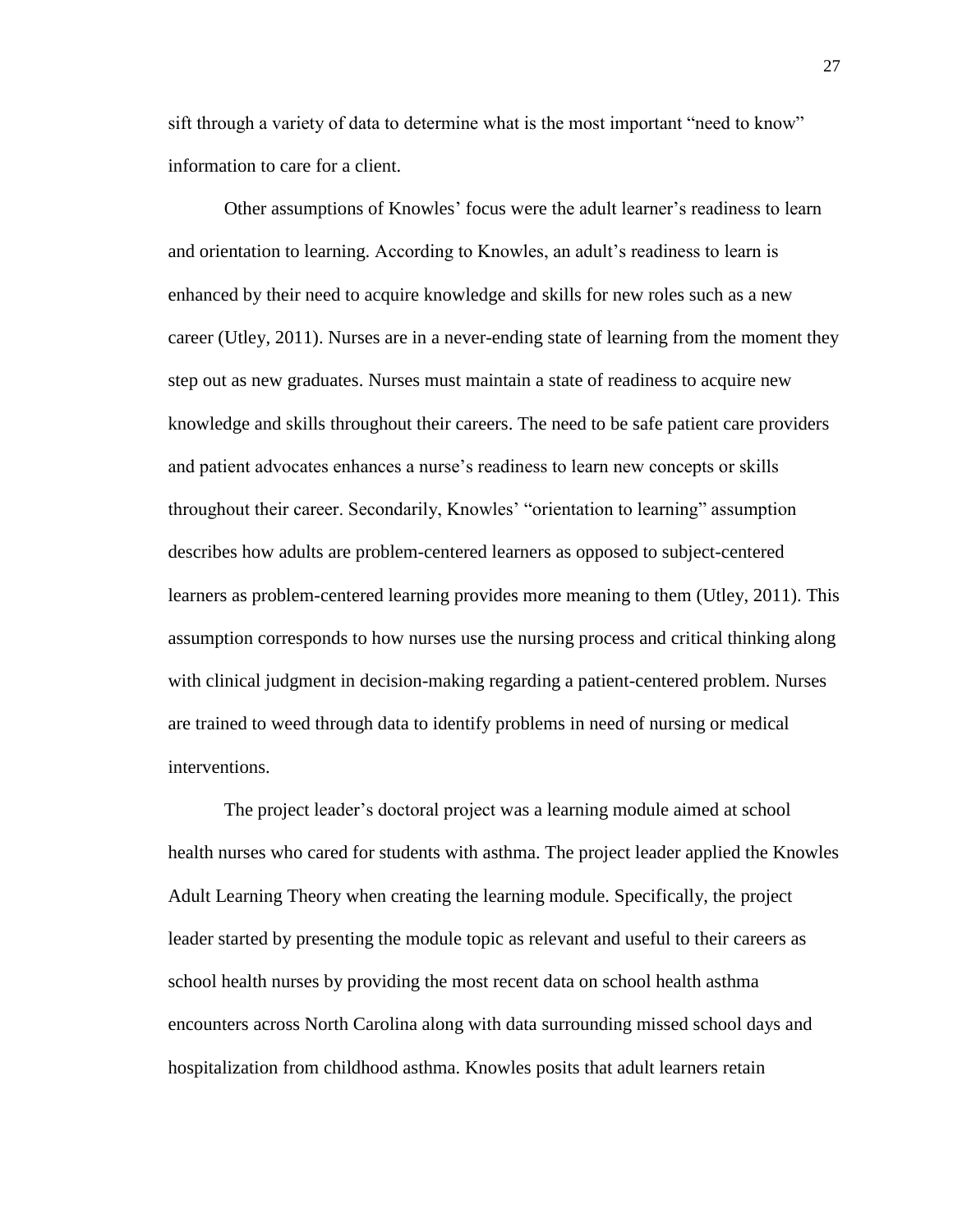sift through a variety of data to determine what is the most important "need to know" information to care for a client.

Other assumptions of Knowles' focus were the adult learner's readiness to learn and orientation to learning. According to Knowles, an adult's readiness to learn is enhanced by their need to acquire knowledge and skills for new roles such as a new career (Utley, 2011). Nurses are in a never-ending state of learning from the moment they step out as new graduates. Nurses must maintain a state of readiness to acquire new knowledge and skills throughout their careers. The need to be safe patient care providers and patient advocates enhances a nurse's readiness to learn new concepts or skills throughout their career. Secondarily, Knowles' "orientation to learning" assumption describes how adults are problem-centered learners as opposed to subject-centered learners as problem-centered learning provides more meaning to them (Utley, 2011). This assumption corresponds to how nurses use the nursing process and critical thinking along with clinical judgment in decision-making regarding a patient-centered problem. Nurses are trained to weed through data to identify problems in need of nursing or medical interventions.

The project leader's doctoral project was a learning module aimed at school health nurses who cared for students with asthma. The project leader applied the Knowles Adult Learning Theory when creating the learning module. Specifically, the project leader started by presenting the module topic as relevant and useful to their careers as school health nurses by providing the most recent data on school health asthma encounters across North Carolina along with data surrounding missed school days and hospitalization from childhood asthma. Knowles posits that adult learners retain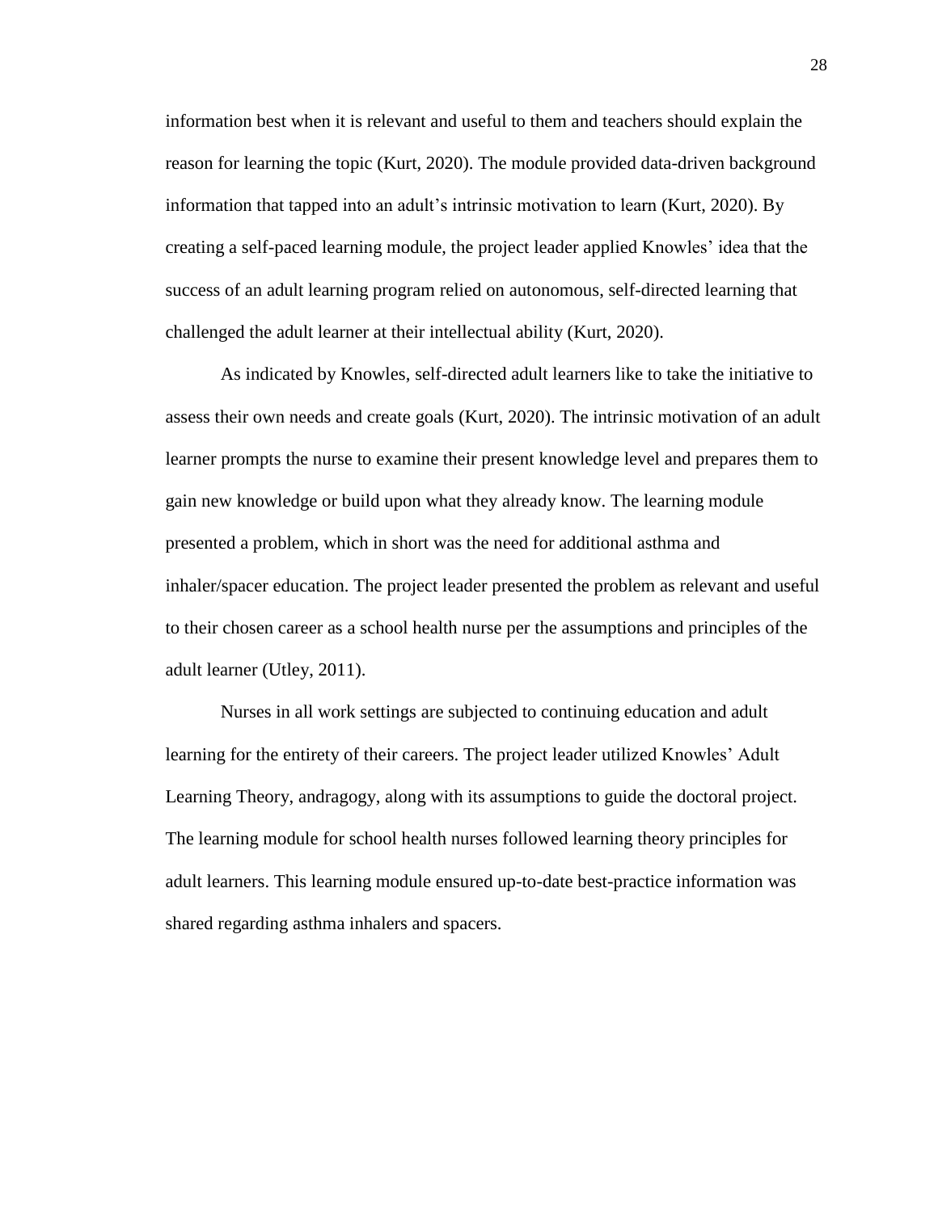information best when it is relevant and useful to them and teachers should explain the reason for learning the topic (Kurt, 2020). The module provided data-driven background information that tapped into an adult's intrinsic motivation to learn (Kurt, 2020). By creating a self-paced learning module, the project leader applied Knowles' idea that the success of an adult learning program relied on autonomous, self-directed learning that challenged the adult learner at their intellectual ability (Kurt, 2020).

As indicated by Knowles, self-directed adult learners like to take the initiative to assess their own needs and create goals (Kurt, 2020). The intrinsic motivation of an adult learner prompts the nurse to examine their present knowledge level and prepares them to gain new knowledge or build upon what they already know. The learning module presented a problem, which in short was the need for additional asthma and inhaler/spacer education. The project leader presented the problem as relevant and useful to their chosen career as a school health nurse per the assumptions and principles of the adult learner (Utley, 2011).

Nurses in all work settings are subjected to continuing education and adult learning for the entirety of their careers. The project leader utilized Knowles' Adult Learning Theory, andragogy, along with its assumptions to guide the doctoral project. The learning module for school health nurses followed learning theory principles for adult learners. This learning module ensured up-to-date best-practice information was shared regarding asthma inhalers and spacers.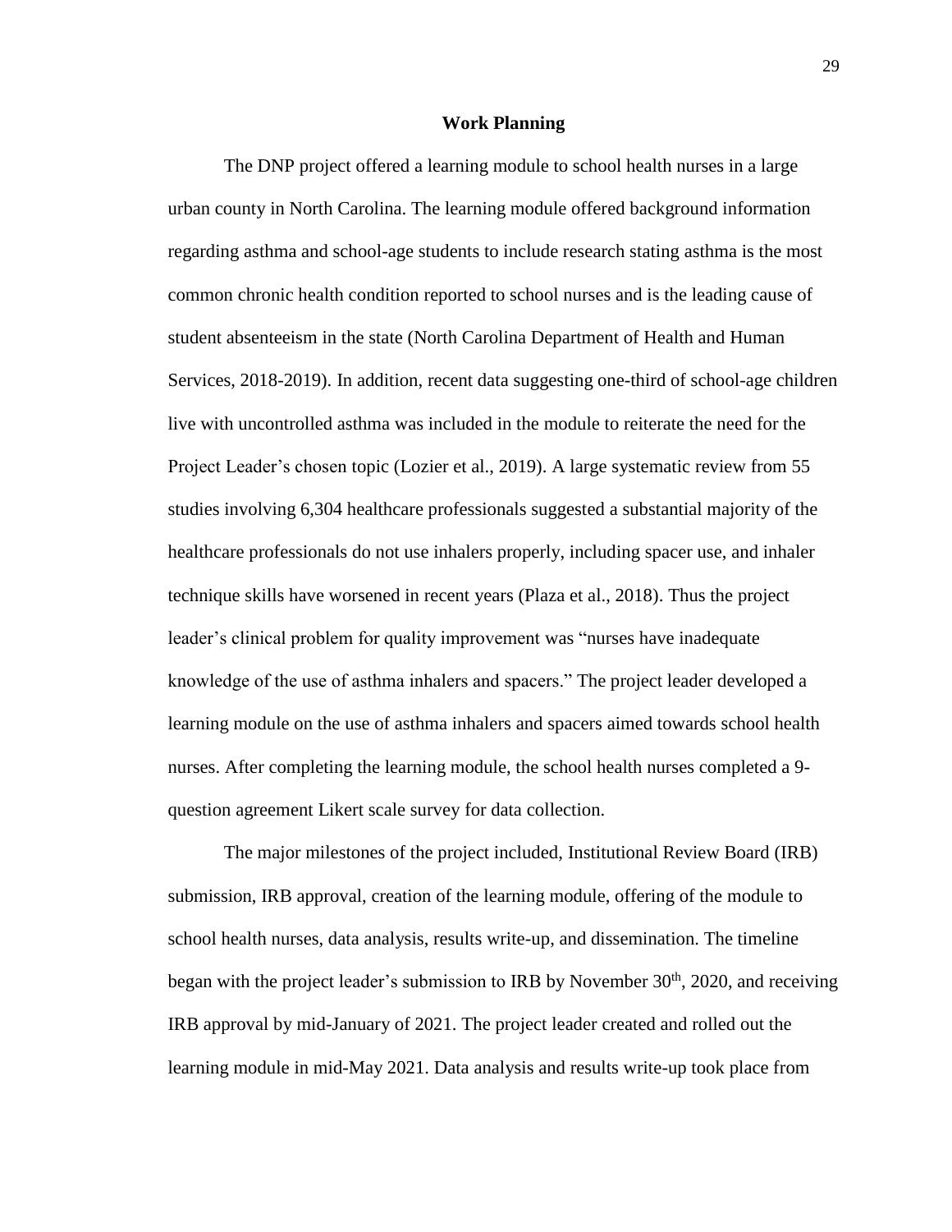## Work Planning

The DNP project offered a learning module to school health nurses in a large urban county in North Carolina. The learning module offered background information regarding asthma and school-age students to include research stating asthma is the most common chronic health condition reported to school nurses and is the leading cause of student absenteeism in the state (North Carolina Department of Health and Human Services, 2018-2019). In addition, recent data suggesting one-third of school-age children live with uncontrolled asthma was included in the module to reiterate the need for the Project Leader's chosen topic (Lozier et al., 2019). A large systematic review from 55 studies involving 6,304 healthcare professionals suggested a substantial majority of the healthcare professionals do not use inhalers properly, including spacer use, and inhaler technique skills have worsened in recent years (Plaza et al., 2018). Thus the project leader's clinical problem for quality improvement was "nurses have inadequate knowledge of the use of asthma inhalers and spacers." The project leader developed a learning module on the use of asthma inhalers and spacers aimed towards school health nurses. After completing the learning module, the school health nurses completed a 9-question agreement Likert scale survey for data collection.

The major milestones of the project included, Institutional Review Board (IRB) submission, IRB approval, creation of the learning module, offering of the module to school health nurses, data analysis, results write-up, and dissemination. The timeline began with the project leader's submission to IRB by November 30th, 2020, and receiving IRB approval by mid-January of 2021. The project leader created and rolled out the learning module in mid-May 2021. Data analysis and results write-up took place from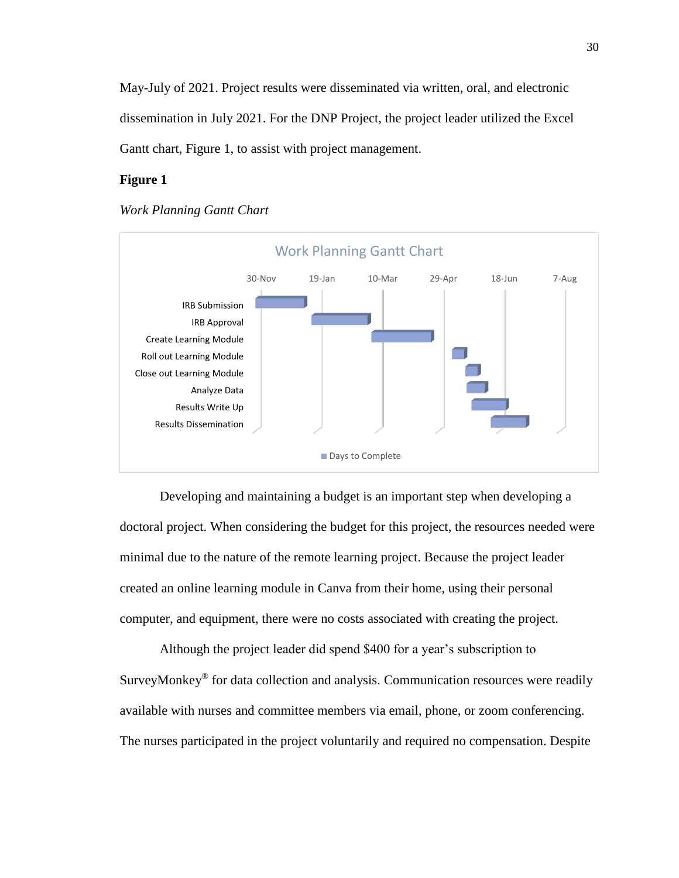May-July of 2021. Project results were disseminated via written, oral, and electronic dissemination in July 2021. For the DNP Project, the project leader utilized the Excel Gantt chart, Figure 1, to assist with project management.

**Figure 1**

*Work Planning Gantt Chart*

Developing and maintaining a budget is an important step when developing a doctoral project. When considering the budget for this project, the resources needed were minimal due to the nature of the remote learning project. Because the project leader created an online learning module in Canva from their home, using their personal computer, and equipment, there were no costs associated with creating the project.

Although the project leader did spend $400 for a year's subscription to SurveyMonkey® for data collection and analysis. Communication resources were readily available with nurses and committee members via email, phone, or zoom conferencing. The nurses participated in the project voluntarily and required no compensation. Despite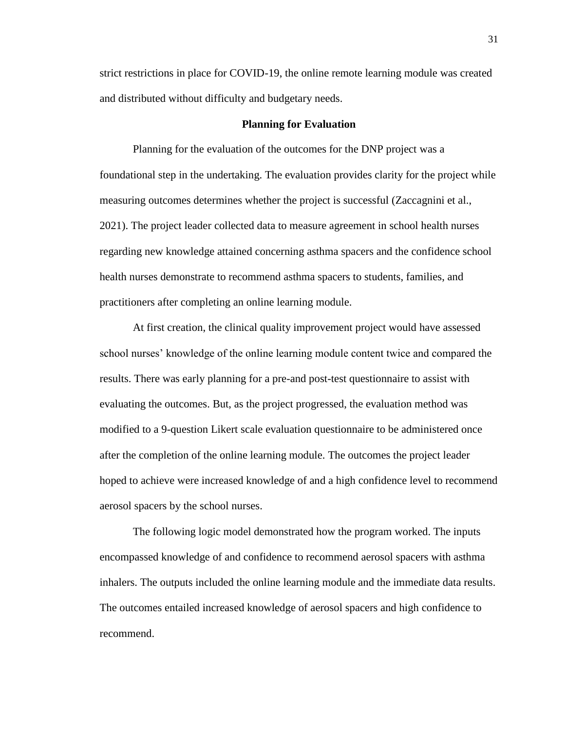strict restrictions in place for COVID-19, the online remote learning module was created and distributed without difficulty and budgetary needs.

## Planning for Evaluation

Planning for the evaluation of the outcomes for the DNP project was a foundational step in the undertaking. The evaluation provides clarity for the project while measuring outcomes determines whether the project is successful (Zaccagnini et al., 2021). The project leader collected data to measure agreement in school health nurses regarding new knowledge attained concerning asthma spacers and the confidence school health nurses demonstrate to recommend asthma spacers to students, families, and practitioners after completing an online learning module.

At first creation, the clinical quality improvement project would have assessed school nurses' knowledge of the online learning module content twice and compared the results. There was early planning for a pre-and post-test questionnaire to assist with evaluating the outcomes. But, as the project progressed, the evaluation method was modified to a 9-question Likert scale evaluation questionnaire to be administered once after the completion of the online learning module. The outcomes the project leader hoped to achieve were increased knowledge of and a high confidence level to recommend aerosol spacers by the school nurses.

The following logic model demonstrated how the program worked. The inputs encompassed knowledge of and confidence to recommend aerosol spacers with asthma inhalers. The outputs included the online learning module and the immediate data results. The outcomes entailed increased knowledge of aerosol spacers and high confidence to recommend.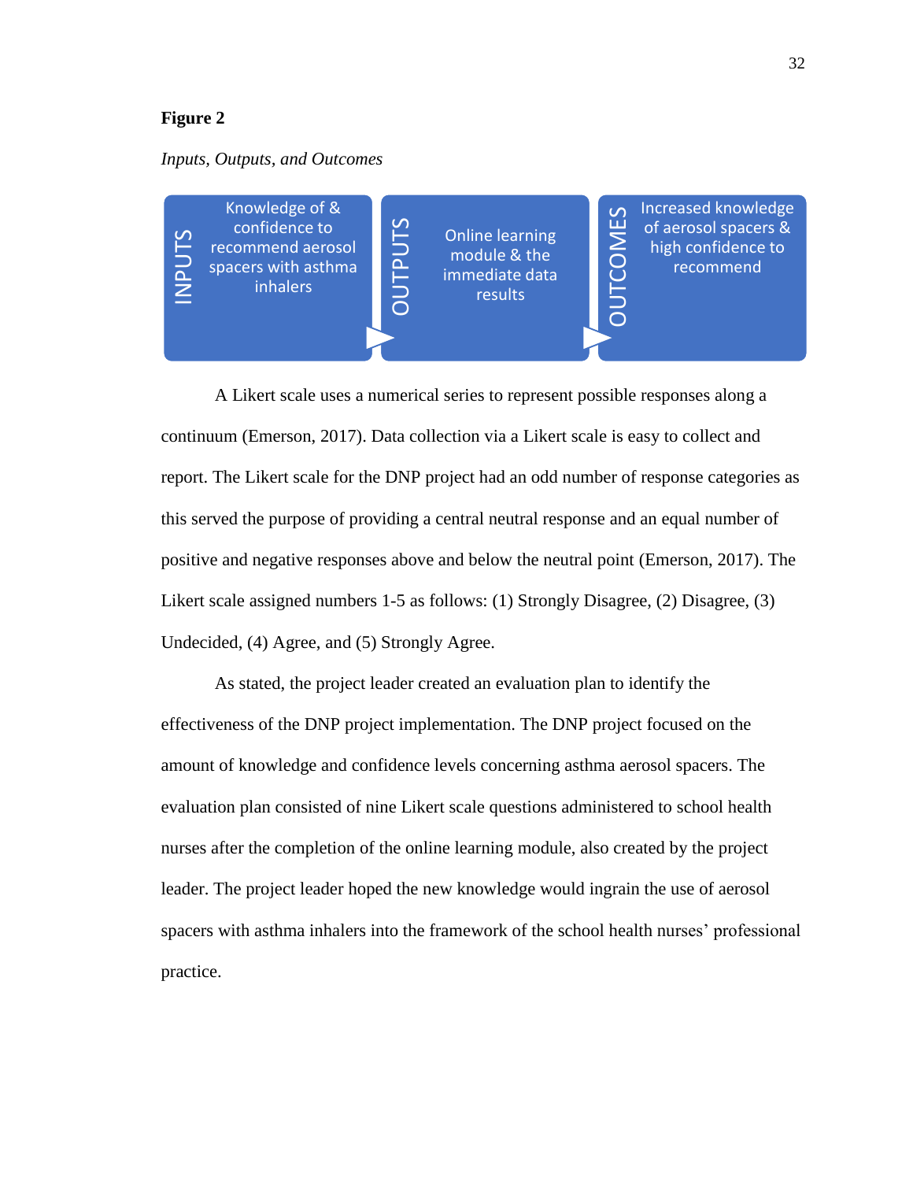**Figure 2**

*Inputs, Outputs, and Outcomes*

| INPUTS | OUTPUTS | OUTCOMES |
| --- | --- | --- |
| Knowledge of & confidence to recommend aerosol spacers with asthma inhalers | Online learning module & the immediate data results | Increased knowledge of aerosol spacers & high confidence to recommend |

A Likert scale uses a numerical series to represent possible responses along a continuum (Emerson, 2017). Data collection via a Likert scale is easy to collect and report. The Likert scale for the DNP project had an odd number of response categories as this served the purpose of providing a central neutral response and an equal number of positive and negative responses above and below the neutral point (Emerson, 2017). The Likert scale assigned numbers 1-5 as follows: (1) Strongly Disagree, (2) Disagree, (3) Undecided, (4) Agree, and (5) Strongly Agree.

As stated, the project leader created an evaluation plan to identify the effectiveness of the DNP project implementation. The DNP project focused on the amount of knowledge and confidence levels concerning asthma aerosol spacers. The evaluation plan consisted of nine Likert scale questions administered to school health nurses after the completion of the online learning module, also created by the project leader. The project leader hoped the new knowledge would ingrain the use of aerosol spacers with asthma inhalers into the framework of the school health nurses' professional practice.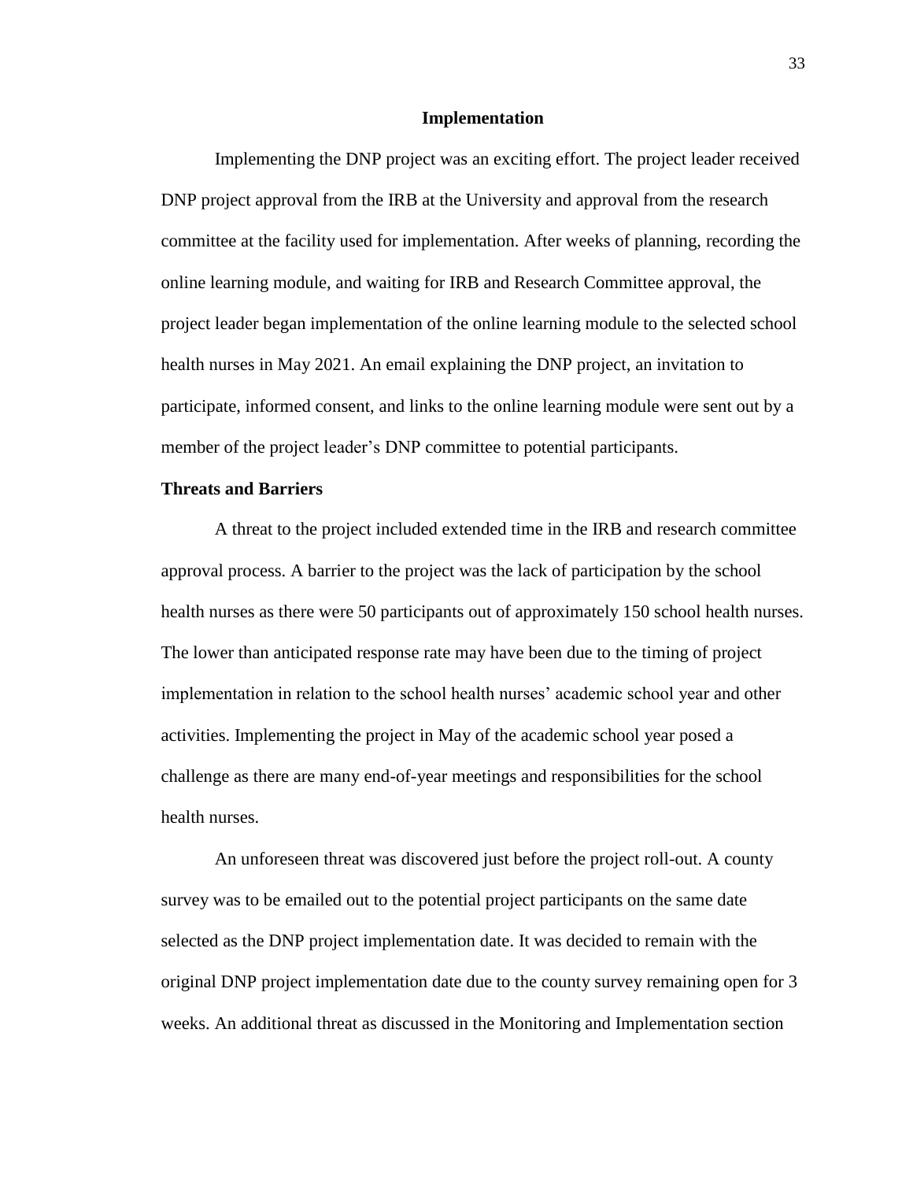## Implementation

Implementing the DNP project was an exciting effort. The project leader received DNP project approval from the IRB at the University and approval from the research committee at the facility used for implementation. After weeks of planning, recording the online learning module, and waiting for IRB and Research Committee approval, the project leader began implementation of the online learning module to the selected school health nurses in May 2021. An email explaining the DNP project, an invitation to participate, informed consent, and links to the online learning module were sent out by a member of the project leader's DNP committee to potential participants.

### Threats and Barriers

A threat to the project included extended time in the IRB and research committee approval process. A barrier to the project was the lack of participation by the school health nurses as there were 50 participants out of approximately 150 school health nurses. The lower than anticipated response rate may have been due to the timing of project implementation in relation to the school health nurses' academic school year and other activities. Implementing the project in May of the academic school year posed a challenge as there are many end-of-year meetings and responsibilities for the school health nurses.

An unforeseen threat was discovered just before the project roll-out. A county survey was to be emailed out to the potential project participants on the same date selected as the DNP project implementation date. It was decided to remain with the original DNP project implementation date due to the county survey remaining open for 3 weeks. An additional threat as discussed in the Monitoring and Implementation section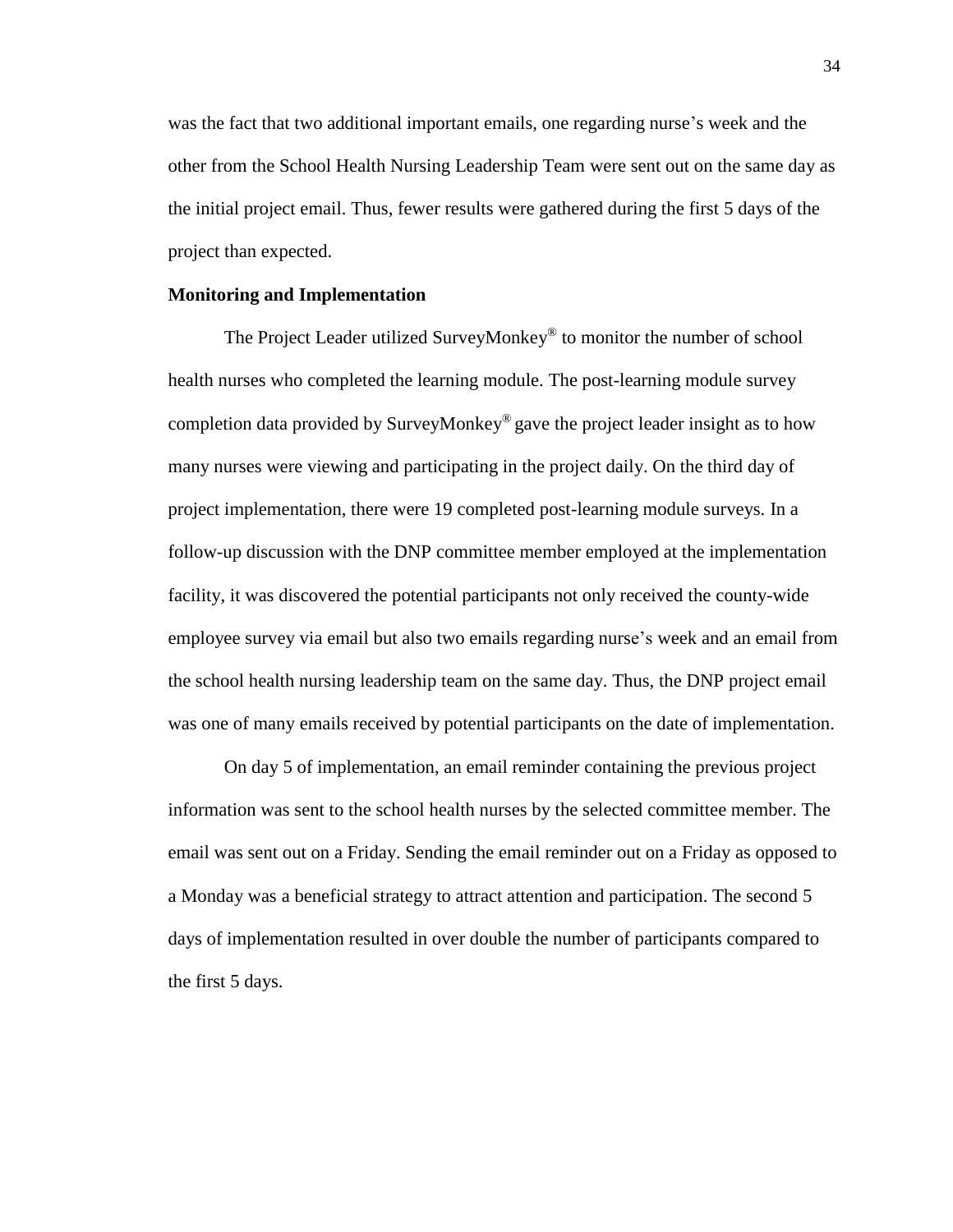was the fact that two additional important emails, one regarding nurse's week and the other from the School Health Nursing Leadership Team were sent out on the same day as the initial project email. Thus, fewer results were gathered during the first 5 days of the project than expected.

**Monitoring and Implementation**

The Project Leader utilized SurveyMonkey® to monitor the number of school health nurses who completed the learning module. The post-learning module survey completion data provided by SurveyMonkey® gave the project leader insight as to how many nurses were viewing and participating in the project daily. On the third day of project implementation, there were 19 completed post-learning module surveys. In a follow-up discussion with the DNP committee member employed at the implementation facility, it was discovered the potential participants not only received the county-wide employee survey via email but also two emails regarding nurse's week and an email from the school health nursing leadership team on the same day. Thus, the DNP project email was one of many emails received by potential participants on the date of implementation.

On day 5 of implementation, an email reminder containing the previous project information was sent to the school health nurses by the selected committee member. The email was sent out on a Friday. Sending the email reminder out on a Friday as opposed to a Monday was a beneficial strategy to attract attention and participation. The second 5 days of implementation resulted in over double the number of participants compared to the first 5 days.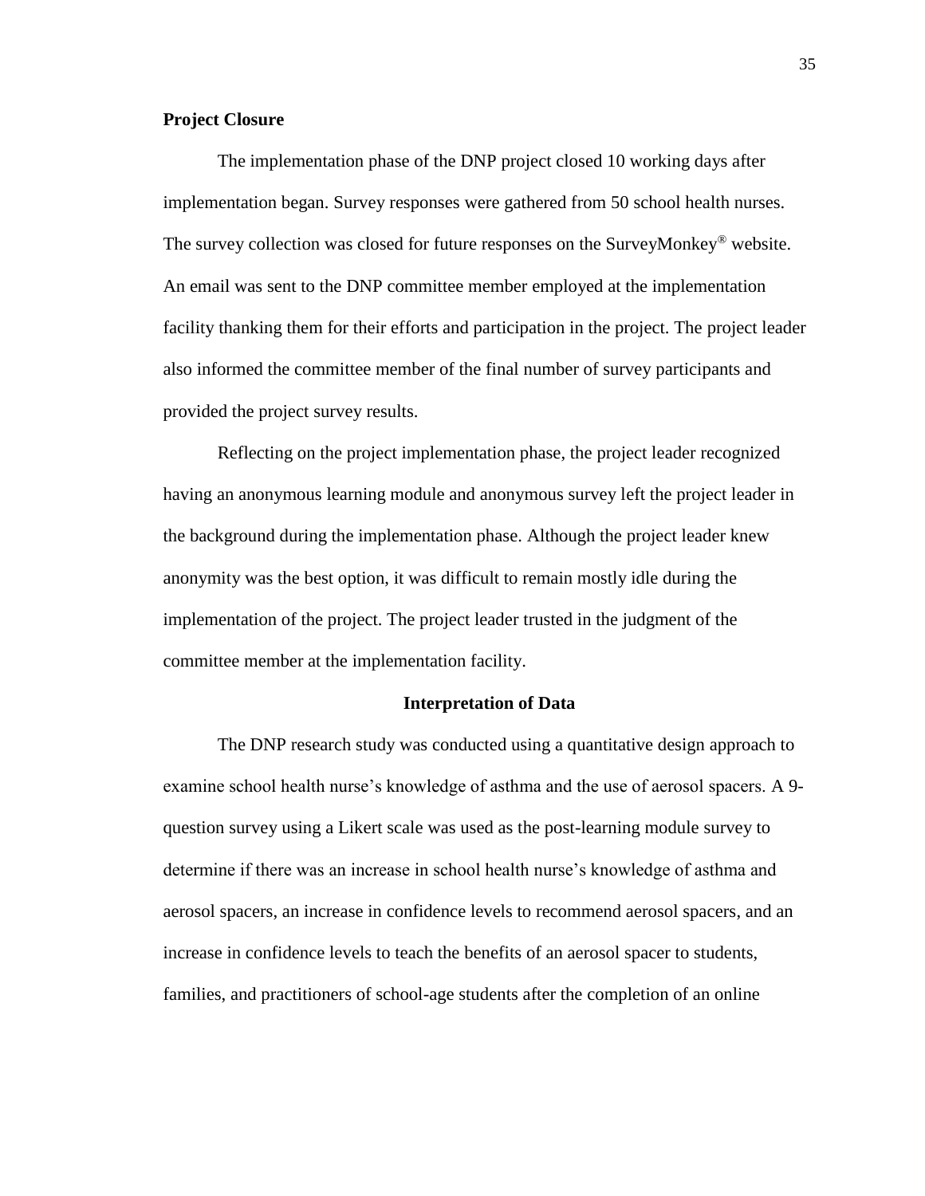**Project Closure**

The implementation phase of the DNP project closed 10 working days after implementation began. Survey responses were gathered from 50 school health nurses. The survey collection was closed for future responses on the SurveyMonkey® website. An email was sent to the DNP committee member employed at the implementation facility thanking them for their efforts and participation in the project. The project leader also informed the committee member of the final number of survey participants and provided the project survey results.

Reflecting on the project implementation phase, the project leader recognized having an anonymous learning module and anonymous survey left the project leader in the background during the implementation phase. Although the project leader knew anonymity was the best option, it was difficult to remain mostly idle during the implementation of the project. The project leader trusted in the judgment of the committee member at the implementation facility.

## Interpretation of Data

The DNP research study was conducted using a quantitative design approach to examine school health nurse's knowledge of asthma and the use of aerosol spacers. A 9-question survey using a Likert scale was used as the post-learning module survey to determine if there was an increase in school health nurse's knowledge of asthma and aerosol spacers, an increase in confidence levels to recommend aerosol spacers, and an increase in confidence levels to teach the benefits of an aerosol spacer to students, families, and practitioners of school-age students after the completion of an online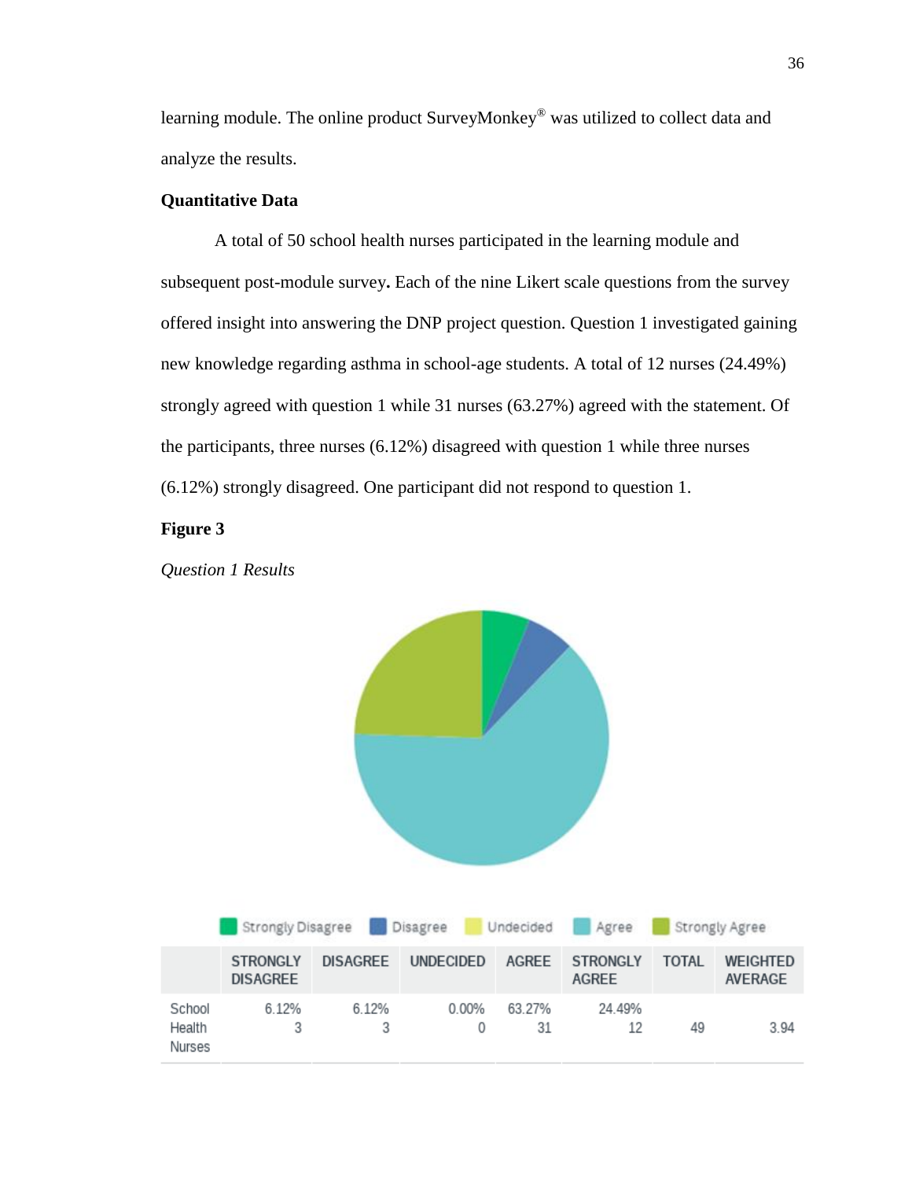learning module. The online product SurveyMonkey® was utilized to collect data and analyze the results.

**Quantitative Data**

A total of 50 school health nurses participated in the learning module and subsequent post-module survey**.** Each of the nine Likert scale questions from the survey offered insight into answering the DNP project question. Question 1 investigated gaining new knowledge regarding asthma in school-age students. A total of 12 nurses (24.49%) strongly agreed with question 1 while 31 nurses (63.27%) agreed with the statement. Of the participants, three nurses (6.12%) disagreed with question 1 while three nurses (6.12%) strongly disagreed. One participant did not respond to question 1.

**Figure 3**

*Question 1 Results*

Strongly Disagree | Disagree | Undecided | Agree | Strongly Agree

| | STRONGLY DISAGREE | DISAGREE | UNDECIDED | AGREE | STRONGLY AGREE | TOTAL | WEIGHTED AVERAGE |
|---|---|---|---|---|---|---|---|
| School Health Nurses | 6.12% 3 | 6.12% 3 | 0.00% 0 | 63.27% 31 | 24.49% 12 | 49 | 3.94 |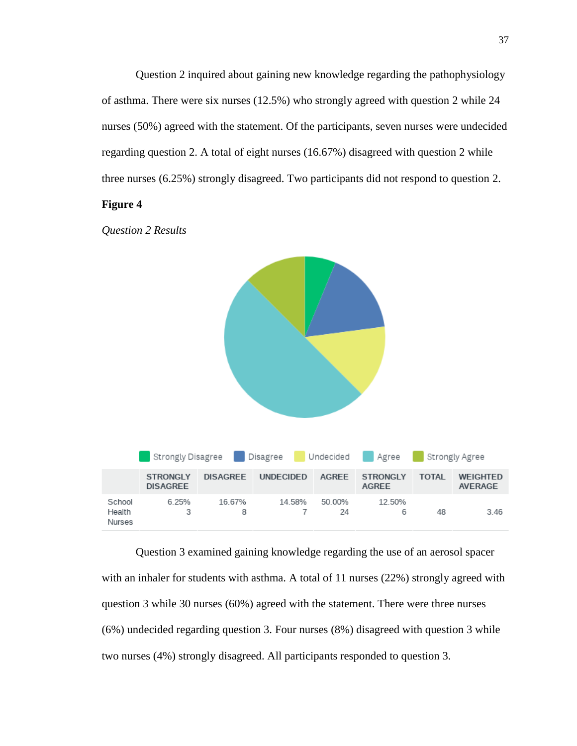Question 2 inquired about gaining new knowledge regarding the pathophysiology of asthma. There were six nurses (12.5%) who strongly agreed with question 2 while 24 nurses (50%) agreed with the statement. Of the participants, seven nurses were undecided regarding question 2. A total of eight nurses (16.67%) disagreed with question 2 while three nurses (6.25%) strongly disagreed. Two participants did not respond to question 2.

**Figure 4**

*Question 2 Results*

| | STRONGLY DISAGREE | DISAGREE | UNDECIDED | AGREE | STRONGLY AGREE | TOTAL | WEIGHTED AVERAGE |
|---|---|---|---|---|---|---|---|
| School Health Nurses | 6.25% 3 | 16.67% 8 | 14.58% 7 | 50.00% 24 | 12.50% 6 | 48 | 3.46 |

Question 3 examined gaining knowledge regarding the use of an aerosol spacer with an inhaler for students with asthma. A total of 11 nurses (22%) strongly agreed with question 3 while 30 nurses (60%) agreed with the statement. There were three nurses (6%) undecided regarding question 3. Four nurses (8%) disagreed with question 3 while two nurses (4%) strongly disagreed. All participants responded to question 3.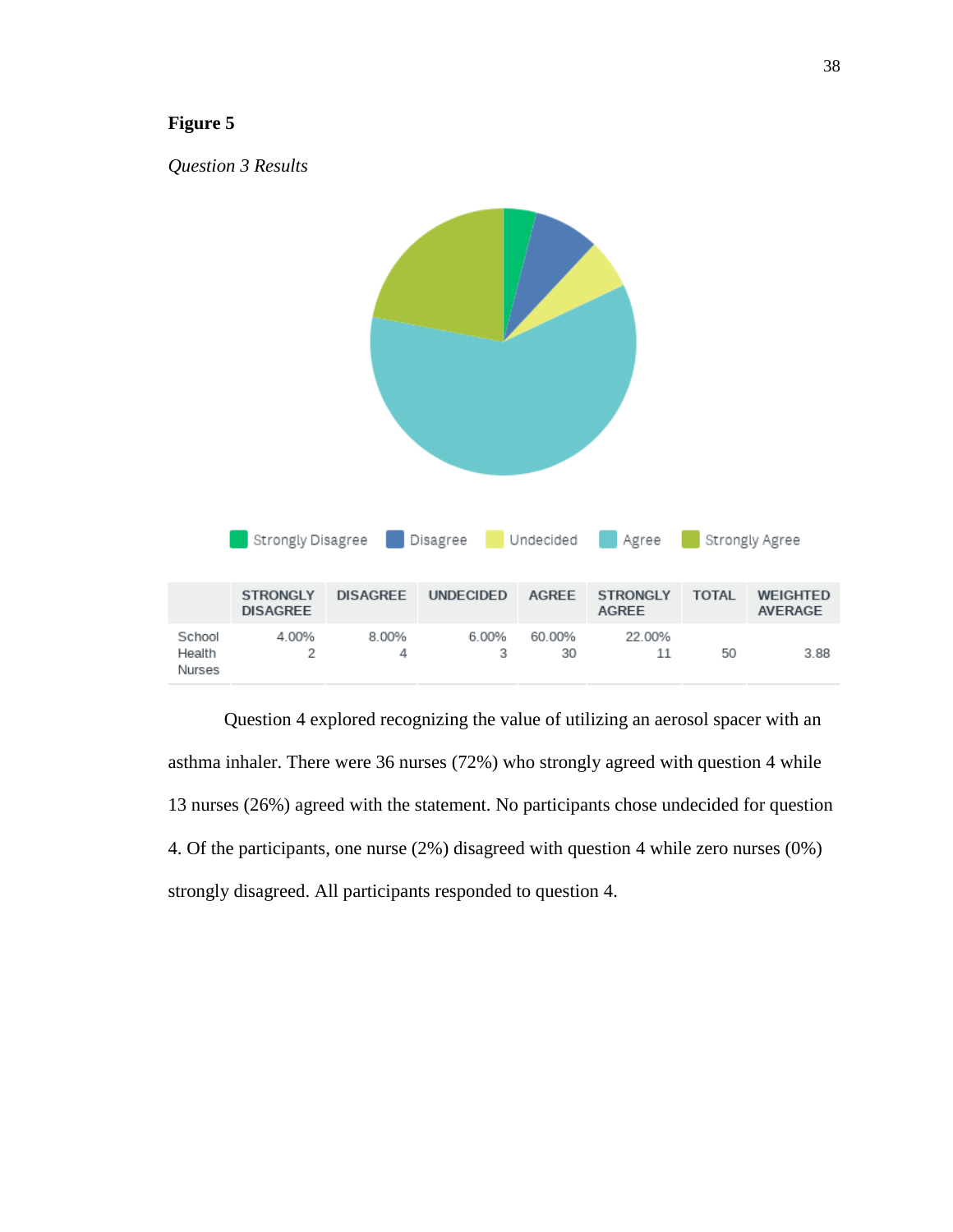**Figure 5**

*Question 3 Results*

Strongly Disagree | Disagree | Undecided | Agree | Strongly Agree

| | STRONGLY DISAGREE | DISAGREE | UNDECIDED | AGREE | STRONGLY AGREE | TOTAL | WEIGHTED AVERAGE |
|---|---|---|---|---|---|---|---|
| School Health Nurses | 4.00% 2 | 8.00% 4 | 6.00% 3 | 60.00% 30 | 22.00% 11 | 50 | 3.88 |

Question 4 explored recognizing the value of utilizing an aerosol spacer with an asthma inhaler. There were 36 nurses (72%) who strongly agreed with question 4 while 13 nurses (26%) agreed with the statement. No participants chose undecided for question 4. Of the participants, one nurse (2%) disagreed with question 4 while zero nurses (0%) strongly disagreed. All participants responded to question 4.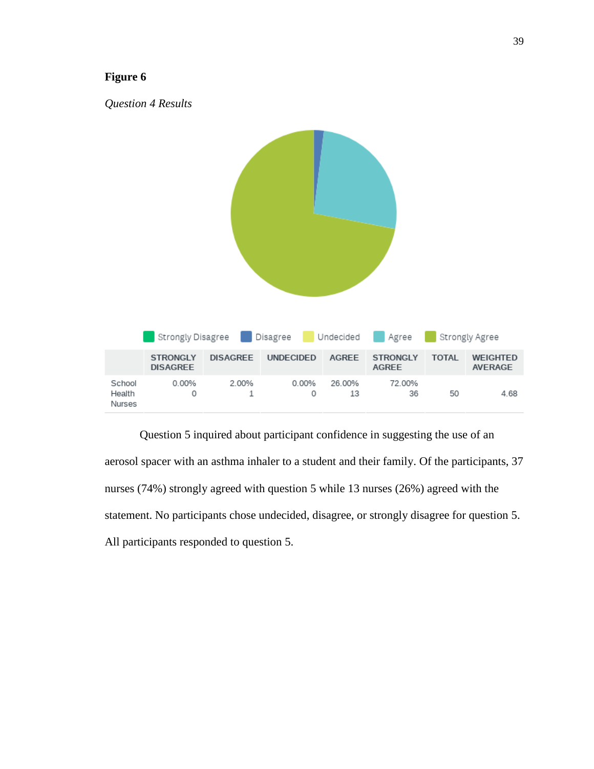**Figure 6**

*Question 4 Results*

Strongly Disagree | Disagree | Undecided | Agree | Strongly Agree

| | STRONGLY DISAGREE | DISAGREE | UNDECIDED | AGREE | STRONGLY AGREE | TOTAL | WEIGHTED AVERAGE |
|---|---|---|---|---|---|---|---|
| School Health Nurses | 0.00%<br>0 | 2.00%<br>1 | 0.00%<br>0 | 26.00%<br>13 | 72.00%<br>36 | 50 | 4.68 |

Question 5 inquired about participant confidence in suggesting the use of an aerosol spacer with an asthma inhaler to a student and their family. Of the participants, 37 nurses (74%) strongly agreed with question 5 while 13 nurses (26%) agreed with the statement. No participants chose undecided, disagree, or strongly disagree for question 5. All participants responded to question 5.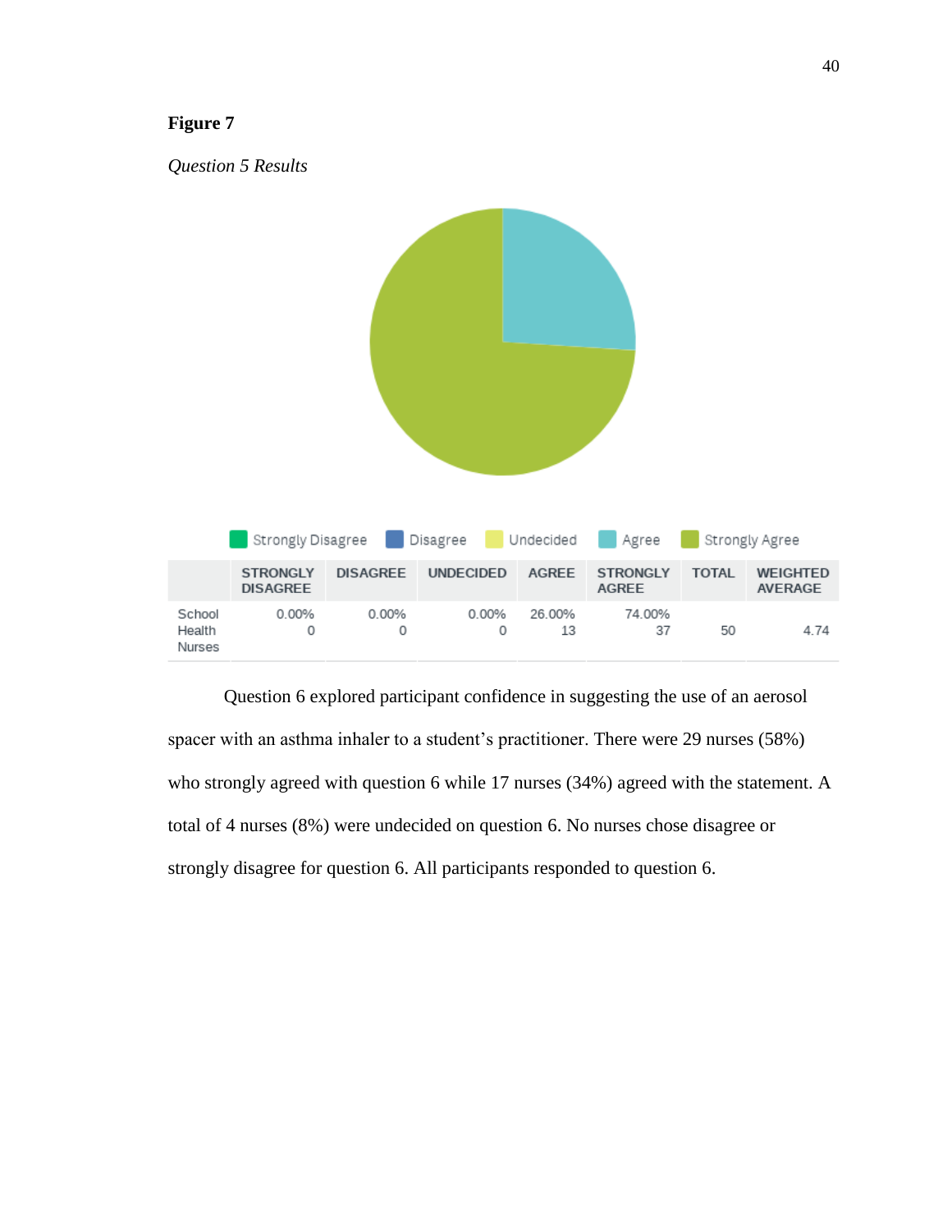**Figure 7**

*Question 5 Results*

Strongly Disagree | Disagree | Undecided | Agree | Strongly Agree

| | STRONGLY DISAGREE | DISAGREE | UNDECIDED | AGREE | STRONGLY AGREE | TOTAL | WEIGHTED AVERAGE |
|---|---|---|---|---|---|---|---|
| School Health Nurses | 0.00% 0 | 0.00% 0 | 0.00% 0 | 26.00% 13 | 74.00% 37 | 50 | 4.74 |

Question 6 explored participant confidence in suggesting the use of an aerosol spacer with an asthma inhaler to a student's practitioner. There were 29 nurses (58%) who strongly agreed with question 6 while 17 nurses (34%) agreed with the statement. A total of 4 nurses (8%) were undecided on question 6. No nurses chose disagree or strongly disagree for question 6. All participants responded to question 6.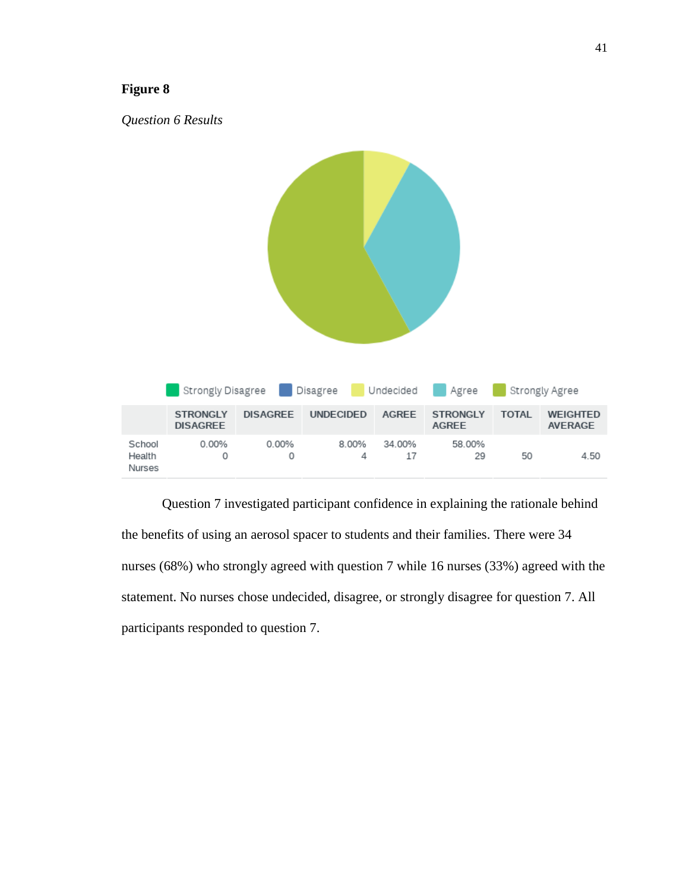**Figure 8**

*Question 6 Results*

Strongly Disagree | Disagree | Undecided | Agree | Strongly Agree

| | STRONGLY DISAGREE | DISAGREE | UNDECIDED | AGREE | STRONGLY AGREE | TOTAL | WEIGHTED AVERAGE |
|---|---|---|---|---|---|---|---|
| School Health Nurses | 0.00% 0 | 0.00% 0 | 8.00% 4 | 34.00% 17 | 58.00% 29 | 50 | 4.50 |

Question 7 investigated participant confidence in explaining the rationale behind the benefits of using an aerosol spacer to students and their families. There were 34 nurses (68%) who strongly agreed with question 7 while 16 nurses (33%) agreed with the statement. No nurses chose undecided, disagree, or strongly disagree for question 7. All participants responded to question 7.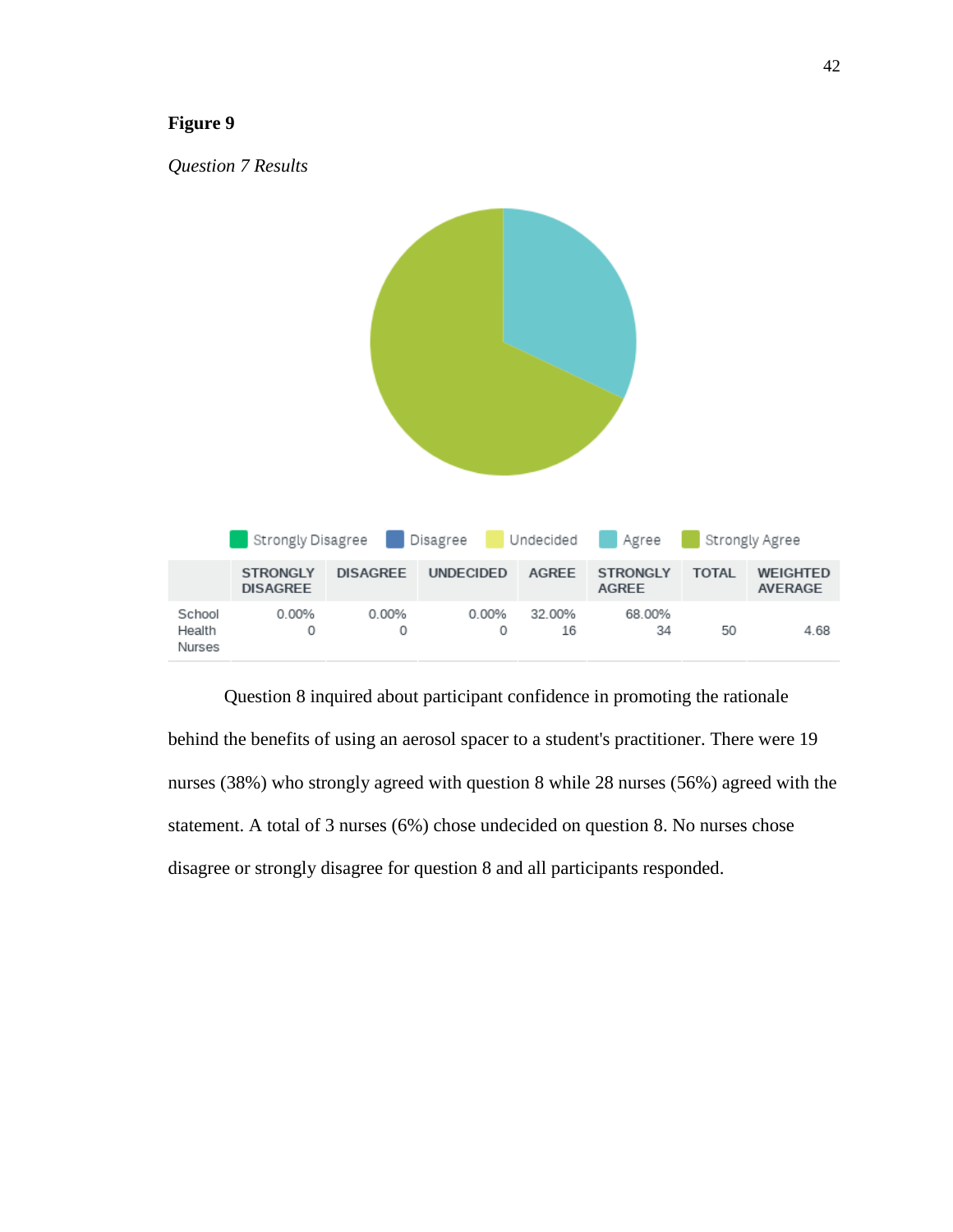**Figure 9**

*Question 7 Results*

Strongly Disagree | Disagree | Undecided | Agree | Strongly Agree

| | STRONGLY DISAGREE | DISAGREE | UNDECIDED | AGREE | STRONGLY AGREE | TOTAL | WEIGHTED AVERAGE |
|---|---|---|---|---|---|---|---|
| School Health Nurses | 0.00% 0 | 0.00% 0 | 0.00% 0 | 32.00% 16 | 68.00% 34 | 50 | 4.68 |

Question 8 inquired about participant confidence in promoting the rationale behind the benefits of using an aerosol spacer to a student's practitioner. There were 19 nurses (38%) who strongly agreed with question 8 while 28 nurses (56%) agreed with the statement. A total of 3 nurses (6%) chose undecided on question 8. No nurses chose disagree or strongly disagree for question 8 and all participants responded.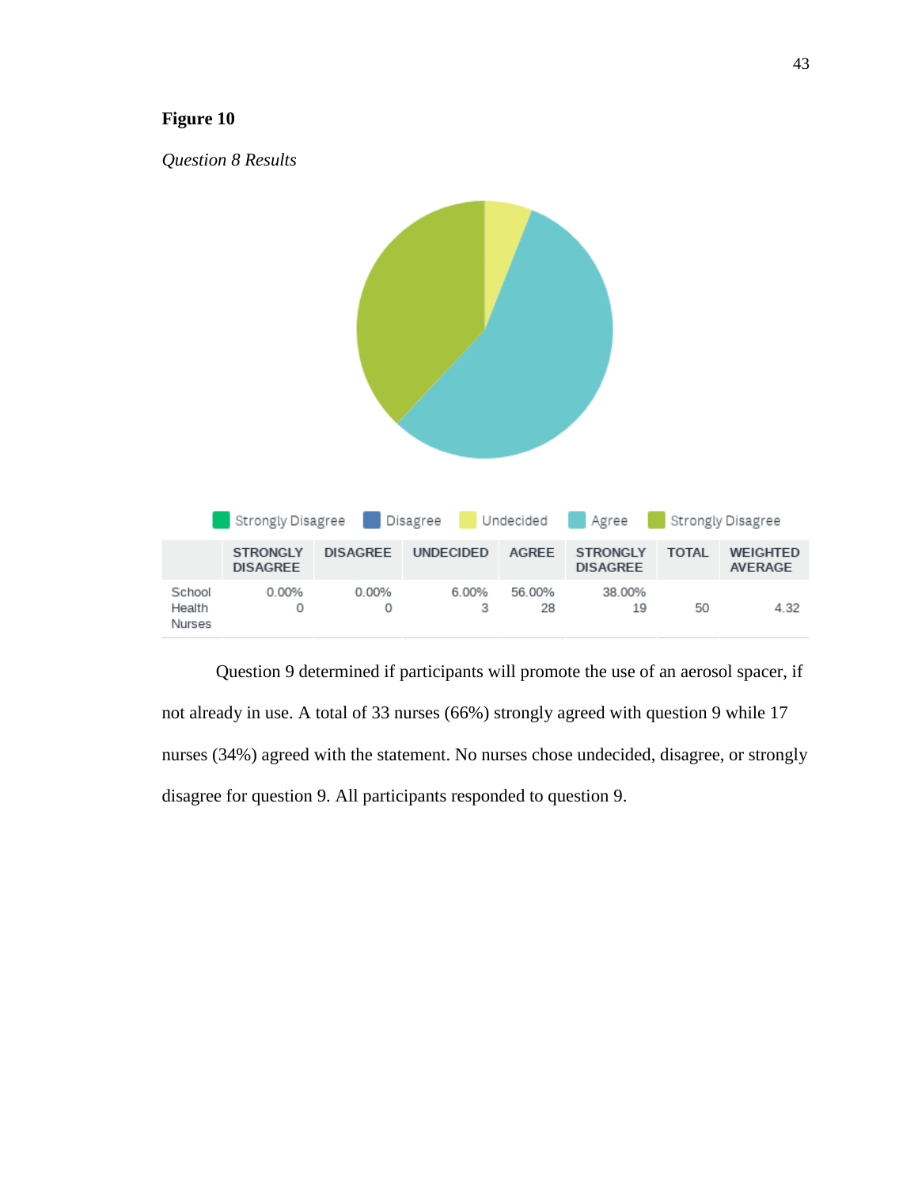**Figure 10**

*Question 8 Results*

Strongly Disagree | Disagree | Undecided | Agree | Strongly Disagree

| | STRONGLY DISAGREE | DISAGREE | UNDECIDED | AGREE | STRONGLY DISAGREE | TOTAL | WEIGHTED AVERAGE |
|---|---|---|---|---|---|---|---|
| School Health Nurses | 0.00% 0 | 0.00% 0 | 6.00% 3 | 56.00% 28 | 38.00% 19 | 50 | 4.32 |

Question 9 determined if participants will promote the use of an aerosol spacer, if not already in use. A total of 33 nurses (66%) strongly agreed with question 9 while 17 nurses (34%) agreed with the statement. No nurses chose undecided, disagree, or strongly disagree for question 9. All participants responded to question 9.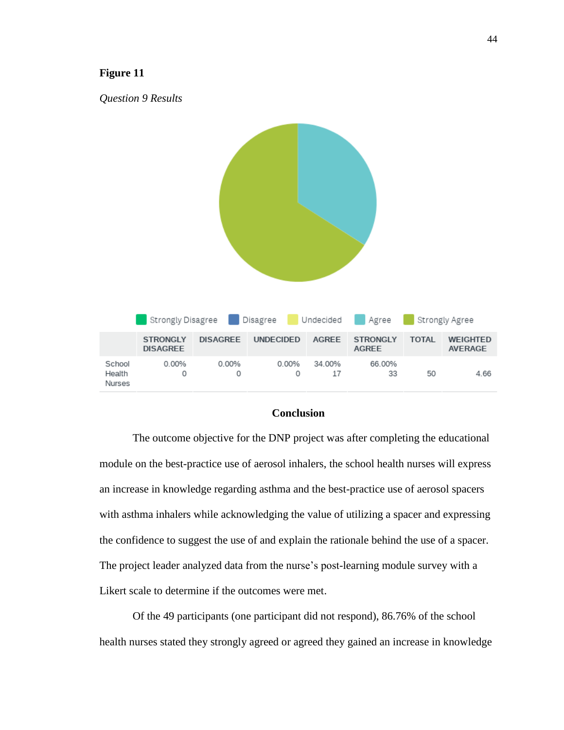**Figure 11**

*Question 9 Results*

Strongly Disagree | Disagree | Undecided | Agree | Strongly Agree

| | STRONGLY DISAGREE | DISAGREE | UNDECIDED | AGREE | STRONGLY AGREE | TOTAL | WEIGHTED AVERAGE |
|---|---|---|---|---|---|---|---|
| School Health Nurses | 0.00% 0 | 0.00% 0 | 0.00% 0 | 34.00% 17 | 66.00% 33 | 50 | 4.66 |

## Conclusion

The outcome objective for the DNP project was after completing the educational module on the best-practice use of aerosol inhalers, the school health nurses will express an increase in knowledge regarding asthma and the best-practice use of aerosol spacers with asthma inhalers while acknowledging the value of utilizing a spacer and expressing the confidence to suggest the use of and explain the rationale behind the use of a spacer. The project leader analyzed data from the nurse's post-learning module survey with a Likert scale to determine if the outcomes were met.

Of the 49 participants (one participant did not respond), 86.76% of the school health nurses stated they strongly agreed or agreed they gained an increase in knowledge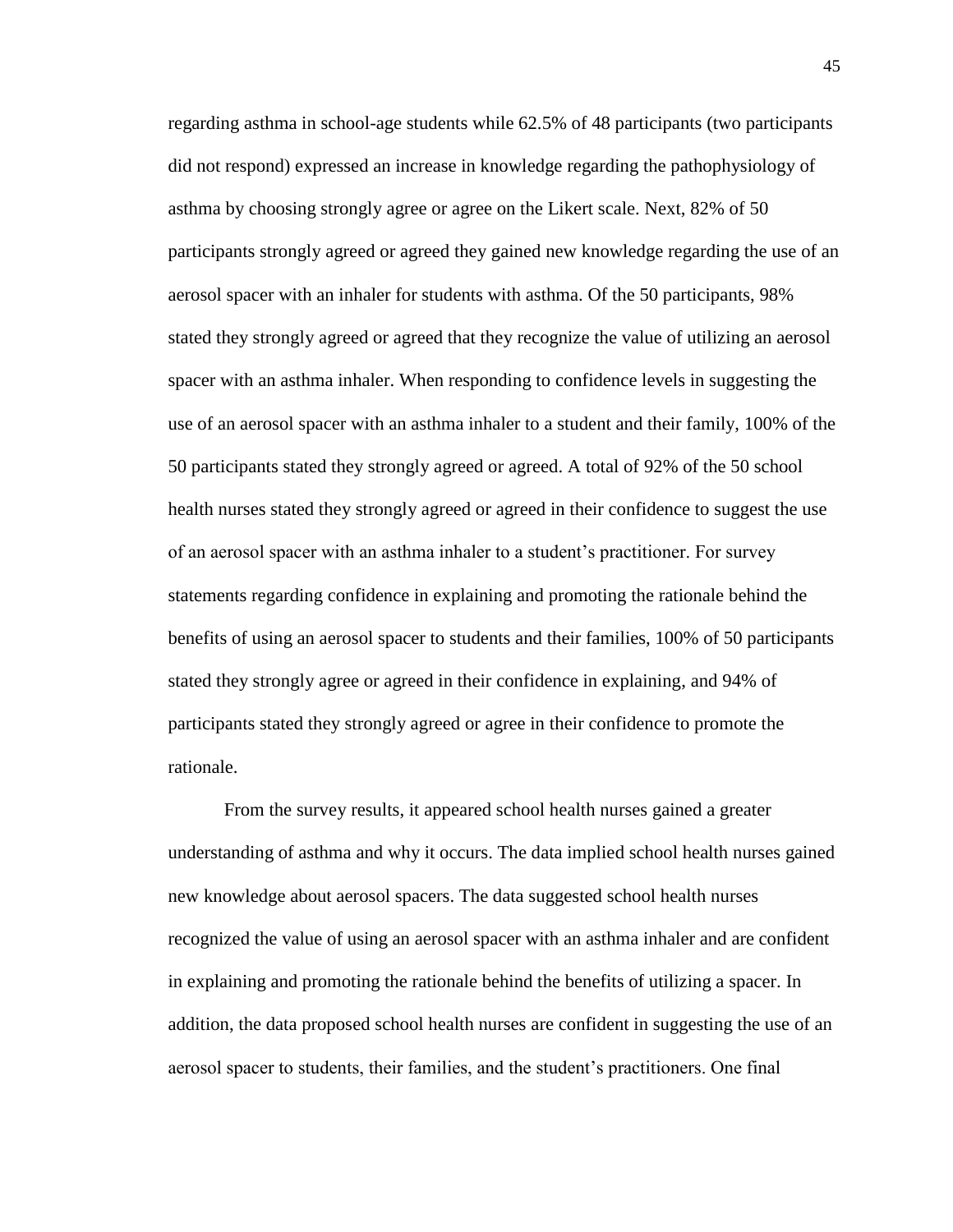regarding asthma in school-age students while 62.5% of 48 participants (two participants did not respond) expressed an increase in knowledge regarding the pathophysiology of asthma by choosing strongly agree or agree on the Likert scale. Next, 82% of 50 participants strongly agreed or agreed they gained new knowledge regarding the use of an aerosol spacer with an inhaler for students with asthma. Of the 50 participants, 98% stated they strongly agreed or agreed that they recognize the value of utilizing an aerosol spacer with an asthma inhaler. When responding to confidence levels in suggesting the use of an aerosol spacer with an asthma inhaler to a student and their family, 100% of the 50 participants stated they strongly agreed or agreed. A total of 92% of the 50 school health nurses stated they strongly agreed or agreed in their confidence to suggest the use of an aerosol spacer with an asthma inhaler to a student's practitioner. For survey statements regarding confidence in explaining and promoting the rationale behind the benefits of using an aerosol spacer to students and their families, 100% of 50 participants stated they strongly agree or agreed in their confidence in explaining, and 94% of participants stated they strongly agreed or agree in their confidence to promote the rationale.

From the survey results, it appeared school health nurses gained a greater understanding of asthma and why it occurs. The data implied school health nurses gained new knowledge about aerosol spacers. The data suggested school health nurses recognized the value of using an aerosol spacer with an asthma inhaler and are confident in explaining and promoting the rationale behind the benefits of utilizing a spacer. In addition, the data proposed school health nurses are confident in suggesting the use of an aerosol spacer to students, their families, and the student's practitioners. One final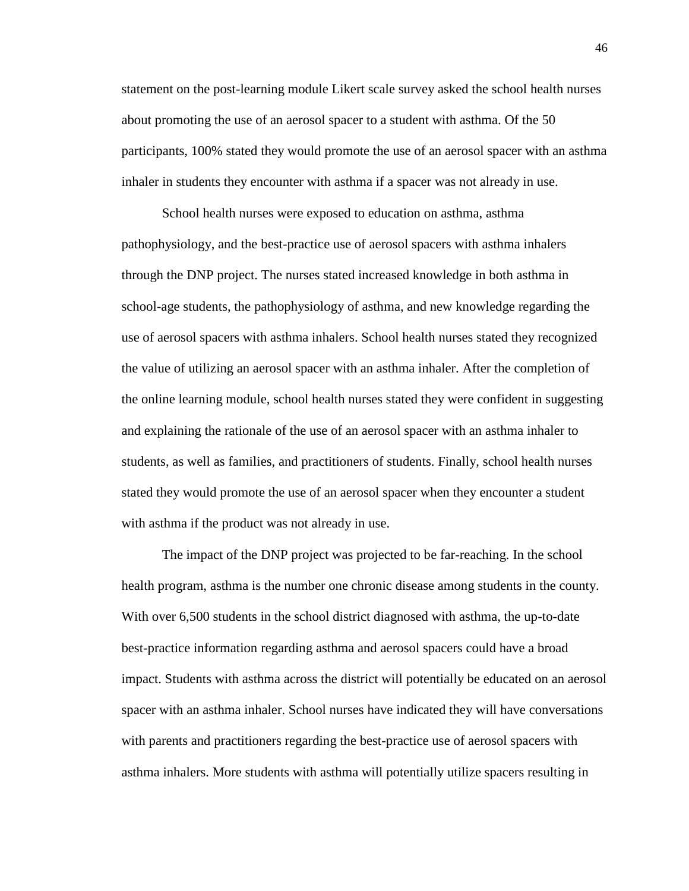statement on the post-learning module Likert scale survey asked the school health nurses about promoting the use of an aerosol spacer to a student with asthma. Of the 50 participants, 100% stated they would promote the use of an aerosol spacer with an asthma inhaler in students they encounter with asthma if a spacer was not already in use.

School health nurses were exposed to education on asthma, asthma pathophysiology, and the best-practice use of aerosol spacers with asthma inhalers through the DNP project. The nurses stated increased knowledge in both asthma in school-age students, the pathophysiology of asthma, and new knowledge regarding the use of aerosol spacers with asthma inhalers. School health nurses stated they recognized the value of utilizing an aerosol spacer with an asthma inhaler. After the completion of the online learning module, school health nurses stated they were confident in suggesting and explaining the rationale of the use of an aerosol spacer with an asthma inhaler to students, as well as families, and practitioners of students. Finally, school health nurses stated they would promote the use of an aerosol spacer when they encounter a student with asthma if the product was not already in use.

The impact of the DNP project was projected to be far-reaching. In the school health program, asthma is the number one chronic disease among students in the county. With over 6,500 students in the school district diagnosed with asthma, the up-to-date best-practice information regarding asthma and aerosol spacers could have a broad impact. Students with asthma across the district will potentially be educated on an aerosol spacer with an asthma inhaler. School nurses have indicated they will have conversations with parents and practitioners regarding the best-practice use of aerosol spacers with asthma inhalers. More students with asthma will potentially utilize spacers resulting in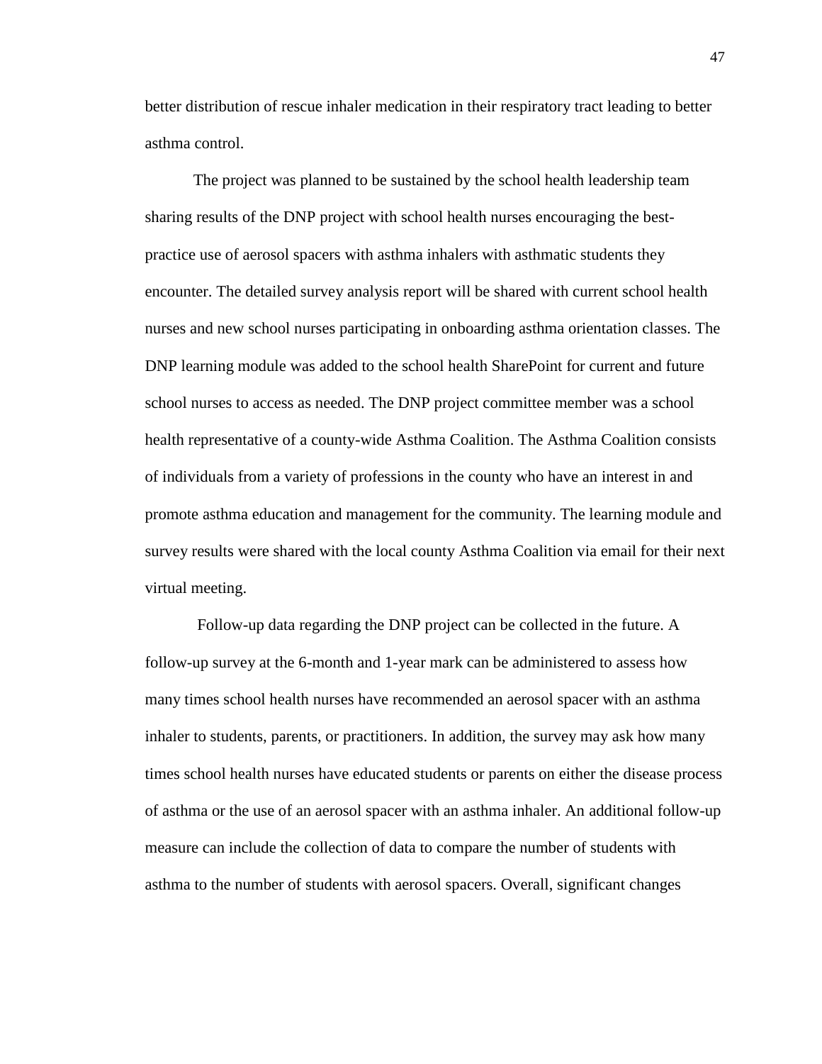better distribution of rescue inhaler medication in their respiratory tract leading to better asthma control.

The project was planned to be sustained by the school health leadership team sharing results of the DNP project with school health nurses encouraging the best-practice use of aerosol spacers with asthma inhalers with asthmatic students they encounter. The detailed survey analysis report will be shared with current school health nurses and new school nurses participating in onboarding asthma orientation classes. The DNP learning module was added to the school health SharePoint for current and future school nurses to access as needed. The DNP project committee member was a school health representative of a county-wide Asthma Coalition. The Asthma Coalition consists of individuals from a variety of professions in the county who have an interest in and promote asthma education and management for the community. The learning module and survey results were shared with the local county Asthma Coalition via email for their next virtual meeting.

Follow-up data regarding the DNP project can be collected in the future. A follow-up survey at the 6-month and 1-year mark can be administered to assess how many times school health nurses have recommended an aerosol spacer with an asthma inhaler to students, parents, or practitioners. In addition, the survey may ask how many times school health nurses have educated students or parents on either the disease process of asthma or the use of an aerosol spacer with an asthma inhaler. An additional follow-up measure can include the collection of data to compare the number of students with asthma to the number of students with aerosol spacers. Overall, significant changes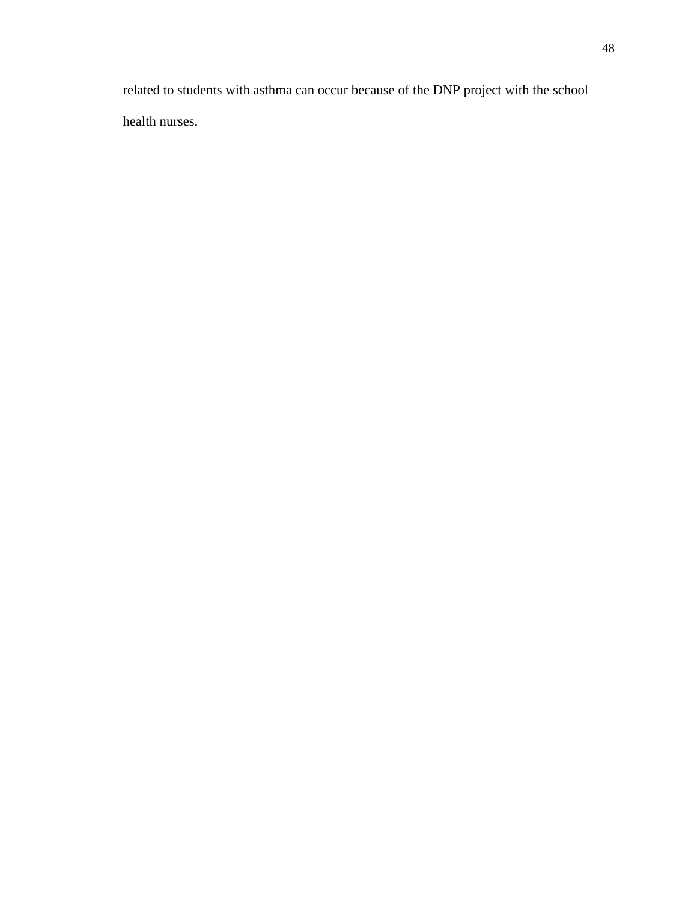related to students with asthma can occur because of the DNP project with the school health nurses.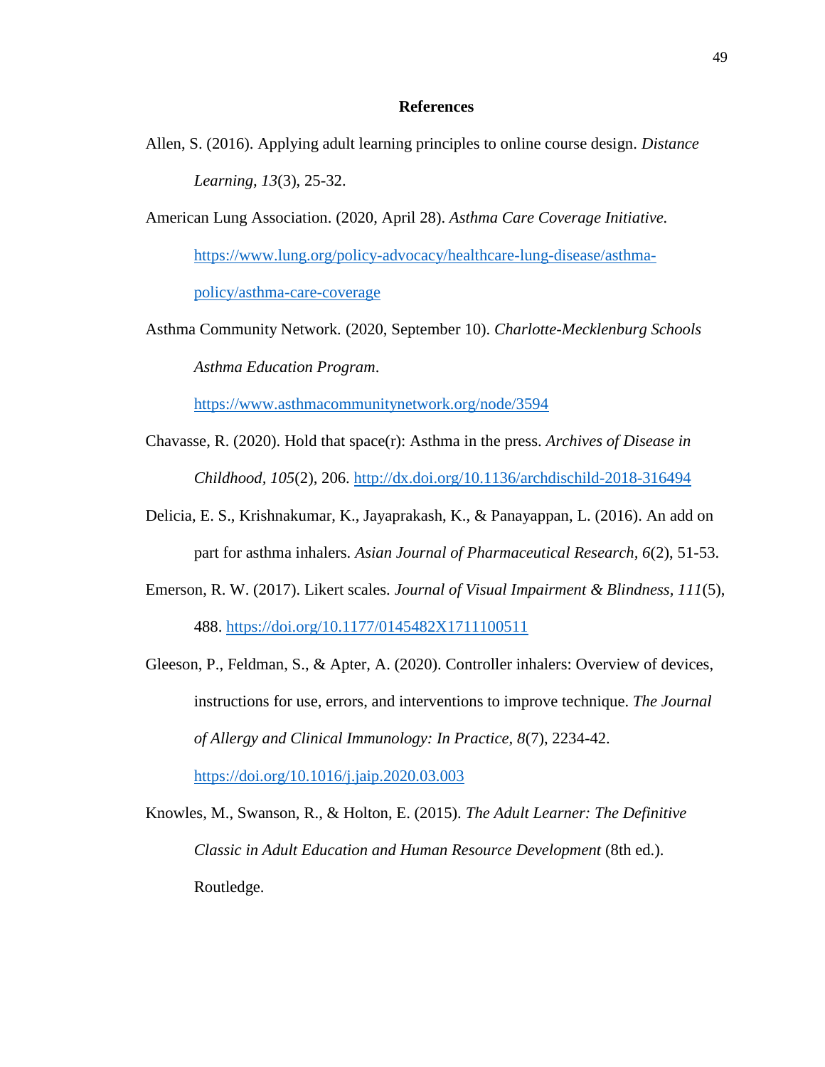# References

Allen, S. (2016). Applying adult learning principles to online course design. *Distance Learning, 13*(3), 25-32.

American Lung Association. (2020, April 28). *Asthma Care Coverage Initiative.* https://www.lung.org/policy-advocacy/healthcare-lung-disease/asthma-policy/asthma-care-coverage

Asthma Community Network. (2020, September 10). *Charlotte-Mecklenburg Schools Asthma Education Program*. https://www.asthmacommunitynetwork.org/node/3594

Chavasse, R. (2020). Hold that space(r): Asthma in the press. *Archives of Disease in Childhood*, *105*(2), 206. http://dx.doi.org/10.1136/archdischild-2018-316494

Delicia, E. S., Krishnakumar, K., Jayaprakash, K., & Panayappan, L. (2016). An add on part for asthma inhalers. *Asian Journal of Pharmaceutical Research*, *6*(2), 51-53.

Emerson, R. W. (2017). Likert scales. *Journal of Visual Impairment & Blindness, 111*(5), 488. https://doi.org/10.1177/0145482X1711100511

Gleeson, P., Feldman, S., & Apter, A. (2020). Controller inhalers: Overview of devices, instructions for use, errors, and interventions to improve technique. *The Journal of Allergy and Clinical Immunology: In Practice, 8*(7), 2234-42. https://doi.org/10.1016/j.jaip.2020.03.003

Knowles, M., Swanson, R., & Holton, E. (2015). *The Adult Learner: The Definitive Classic in Adult Education and Human Resource Development* (8th ed.). Routledge.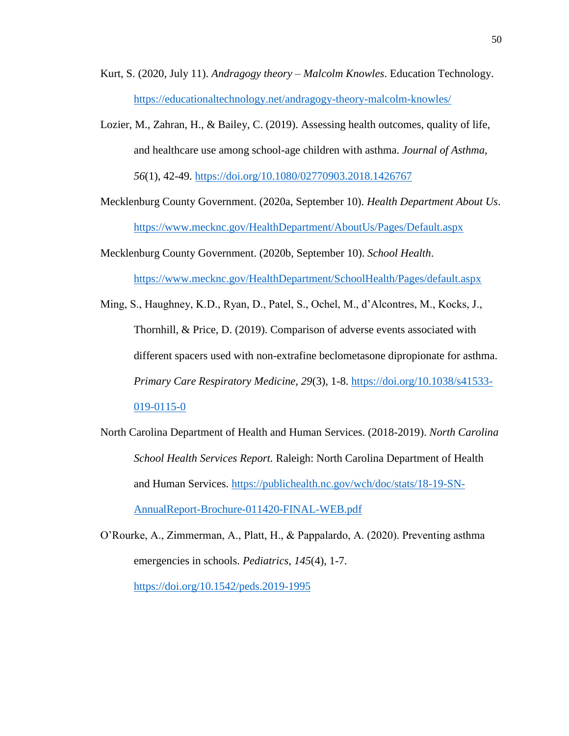Kurt, S. (2020, July 11). *Andragogy theory – Malcolm Knowles*. Education Technology. https://educationaltechnology.net/andragogy-theory-malcolm-knowles/

Lozier, M., Zahran, H., & Bailey, C. (2019). Assessing health outcomes, quality of life, and healthcare use among school-age children with asthma. *Journal of Asthma, 56*(1), 42-49. https://doi.org/10.1080/02770903.2018.1426767

Mecklenburg County Government. (2020a, September 10). *Health Department About Us*. https://www.mecknc.gov/HealthDepartment/AboutUs/Pages/Default.aspx

Mecklenburg County Government. (2020b, September 10). *School Health*. https://www.mecknc.gov/HealthDepartment/SchoolHealth/Pages/default.aspx

Ming, S., Haughney, K.D., Ryan, D., Patel, S., Ochel, M., d'Alcontres, M., Kocks, J., Thornhill, & Price, D. (2019). Comparison of adverse events associated with different spacers used with non-extrafine beclometasone dipropionate for asthma. *Primary Care Respiratory Medicine, 29*(3), 1-8. https://doi.org/10.1038/s41533-019-0115-0

North Carolina Department of Health and Human Services. (2018-2019). *North Carolina School Health Services Report.* Raleigh: North Carolina Department of Health and Human Services. https://publichealth.nc.gov/wch/doc/stats/18-19-SN-AnnualReport-Brochure-011420-FINAL-WEB.pdf

O'Rourke, A., Zimmerman, A., Platt, H., & Pappalardo, A. (2020). Preventing asthma emergencies in schools. *Pediatrics, 145*(4), 1-7. https://doi.org/10.1542/peds.2019-1995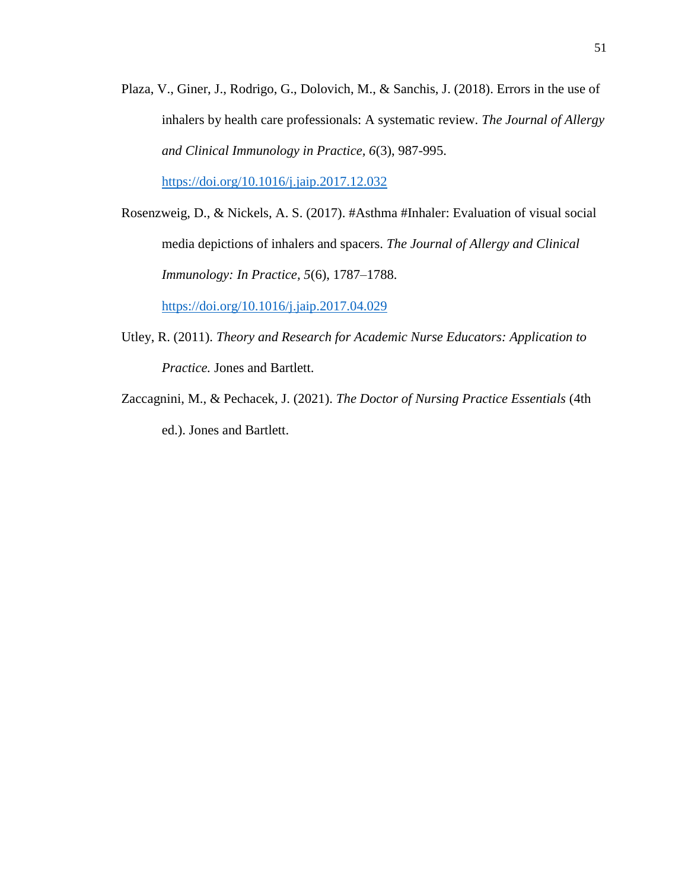Plaza, V., Giner, J., Rodrigo, G., Dolovich, M., & Sanchis, J. (2018). Errors in the use of inhalers by health care professionals: A systematic review. *The Journal of Allergy and Clinical Immunology in Practice, 6*(3), 987-995. https://doi.org/10.1016/j.jaip.2017.12.032

Rosenzweig, D., & Nickels, A. S. (2017). #Asthma #Inhaler: Evaluation of visual social media depictions of inhalers and spacers. *The Journal of Allergy and Clinical Immunology: In Practice, 5*(6), 1787–1788. https://doi.org/10.1016/j.jaip.2017.04.029

Utley, R. (2011). *Theory and Research for Academic Nurse Educators: Application to Practice.* Jones and Bartlett.

Zaccagnini, M., & Pechacek, J. (2021). *The Doctor of Nursing Practice Essentials* (4th ed.). Jones and Bartlett.